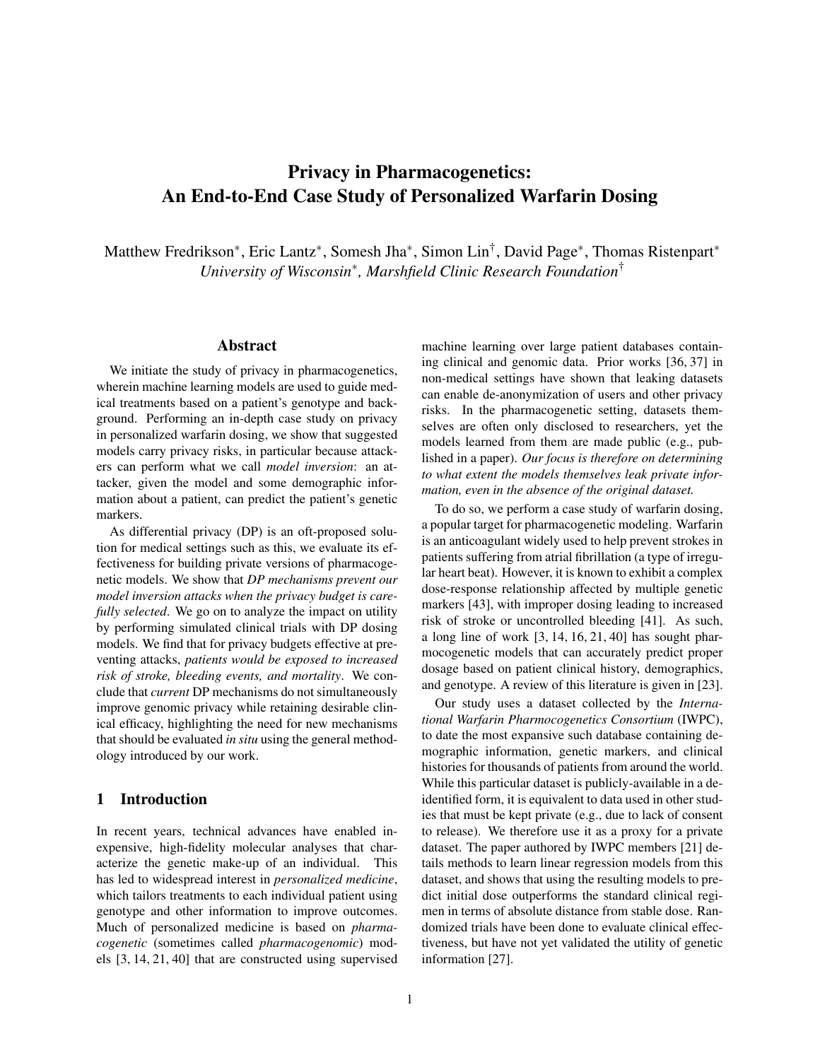# Privacy in Pharmacogenetics: An End-to-End Case Study of Personalized Warfarin Dosing

Matthew Fredrikson[*], Eric Lantz[*], Somesh Jha[*], Simon Lin[†], David Page[*], Thomas Ristenpart[*]
*University of Wisconsin*[*], *Marshfield Clinic Research Foundation*[†]

## Abstract

We initiate the study of privacy in pharmacogenetics, wherein machine learning models are used to guide medical treatments based on a patient's genotype and background. Performing an in-depth case study on privacy in personalized warfarin dosing, we show that suggested models carry privacy risks, in particular because attackers can perform what we call *model inversion*: an attacker, given the model and some demographic information about a patient, can predict the patient's genetic markers.

As differential privacy (DP) is an oft-proposed solution for medical settings such as this, we evaluate its effectiveness for building private versions of pharmacogenetic models. We show that *DP mechanisms prevent our model inversion attacks when the privacy budget is carefully selected*. We go on to analyze the impact on utility by performing simulated clinical trials with DP dosing models. We find that for privacy budgets effective at preventing attacks, *patients would be exposed to increased risk of stroke, bleeding events, and mortality*. We conclude that *current* DP mechanisms do not simultaneously improve genomic privacy while retaining desirable clinical efficacy, highlighting the need for new mechanisms that should be evaluated *in situ* using the general methodology introduced by our work.

## 1 Introduction

In recent years, technical advances have enabled inexpensive, high-fidelity molecular analyses that characterize the genetic make-up of an individual. This has led to widespread interest in *personalized medicine*, which tailors treatments to each individual patient using genotype and other information to improve outcomes. Much of personalized medicine is based on *pharmacogenetic* (sometimes called *pharmacogenomic*) models [3, 14, 21, 40] that are constructed using supervised machine learning over large patient databases containing clinical and genomic data. Prior works [36, 37] in non-medical settings have shown that leaking datasets can enable de-anonymization of users and other privacy risks. In the pharmacogenetic setting, datasets themselves are often only disclosed to researchers, yet the models learned from them are made public (e.g., published in a paper). *Our focus is therefore on determining to what extent the models themselves leak private information, even in the absence of the original dataset.*

To do so, we perform a case study of warfarin dosing, a popular target for pharmacogenetic modeling. Warfarin is an anticoagulant widely used to help prevent strokes in patients suffering from atrial fibrillation (a type of irregular heart beat). However, it is known to exhibit a complex dose-response relationship affected by multiple genetic markers [43], with improper dosing leading to increased risk of stroke or uncontrolled bleeding [41]. As such, a long line of work [3, 14, 16, 21, 40] has sought pharmocogenetic models that can accurately predict proper dosage based on patient clinical history, demographics, and genotype. A review of this literature is given in [23].

Our study uses a dataset collected by the *International Warfarin Pharmacogenetics Consortium* (IWPC), to date the most expansive such database containing demographic information, genetic markers, and clinical histories for thousands of patients from around the world. While this particular dataset is publicly-available in a de-identified form, it is equivalent to data used in other studies that must be kept private (e.g., due to lack of consent to release). We therefore use it as a proxy for a private dataset. The paper authored by IWPC members [21] details methods to learn linear regression models from this dataset, and shows that using the resulting models to predict initial dose outperforms the standard clinical regimen in terms of absolute distance from stable dose. Randomized trials have been done to evaluate clinical effectiveness, but have not yet validated the utility of genetic information [27].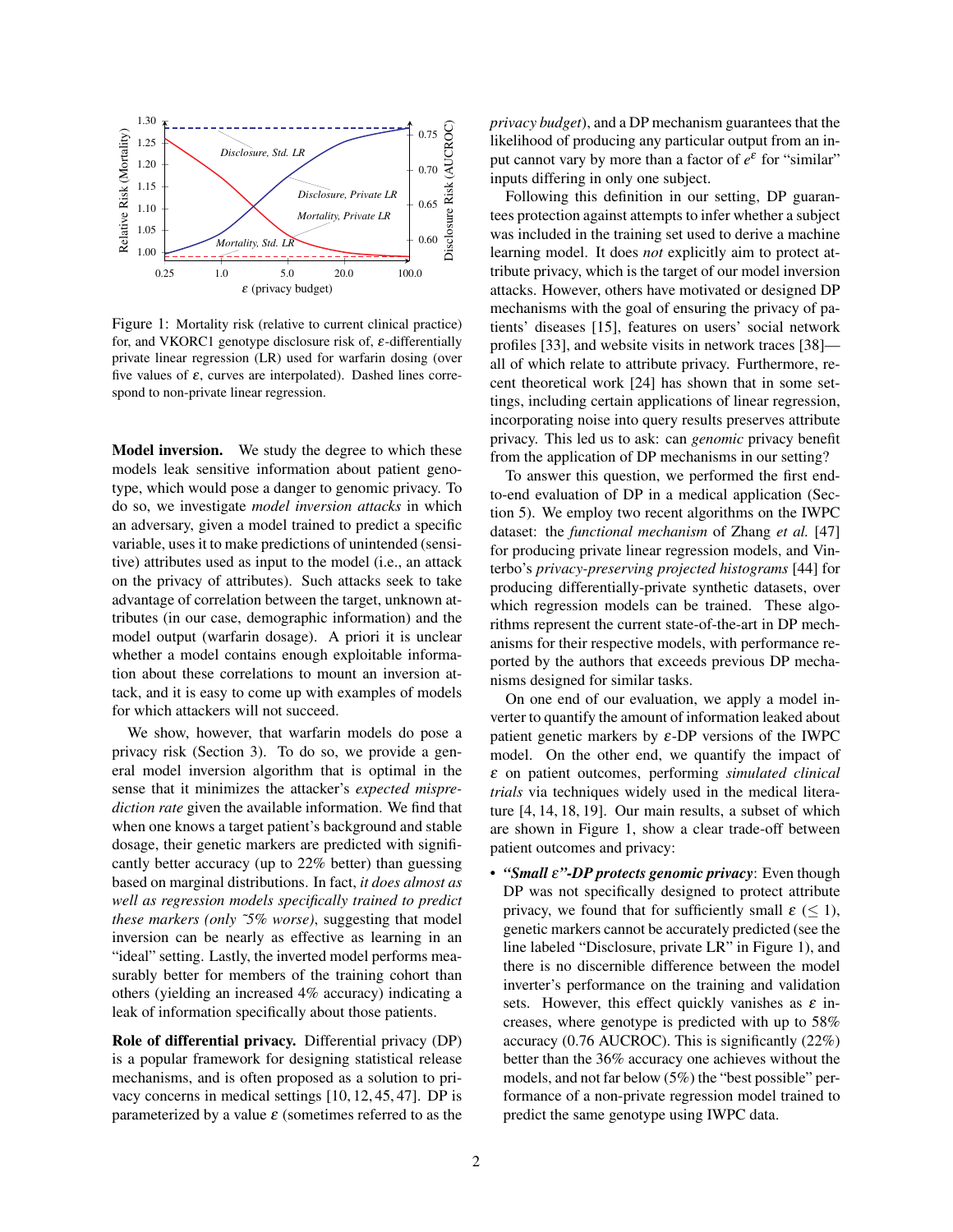Figure 1: Mortality risk (relative to current clinical practice) for, and VKORC1 genotype disclosure risk of, $\varepsilon$-differentially private linear regression (LR) used for warfarin dosing (over five values of $\varepsilon$, curves are interpolated). Dashed lines correspond to non-private linear regression.

**Model inversion.** We study the degree to which these models leak sensitive information about patient genotype, which would pose a danger to genomic privacy. To do so, we investigate *model inversion attacks* in which an adversary, given a model trained to predict a specific variable, uses it to make predictions of unintended (sensitive) attributes used as input to the model (i.e., an attack on the privacy of attributes). Such attacks seek to take advantage of correlation between the target, unknown attributes (in our case, demographic information) and the model output (warfarin dosage). A priori it is unclear whether a model contains enough exploitable information about these correlations to mount an inversion attack, and it is easy to come up with examples of models for which attackers will not succeed.

We show, however, that warfarin models do pose a privacy risk (Section 3). To do so, we provide a general model inversion algorithm that is optimal in the sense that it minimizes the attacker's *expected misprediction rate* given the available information. We find that when one knows a target patient's background and stable dosage, their genetic markers are predicted with significantly better accuracy (up to 22% better) than guessing based on marginal distributions. In fact, *it does almost as well as regression models specifically trained to predict these markers (only ~5% worse)*, suggesting that model inversion can be nearly as effective as learning in an "ideal" setting. Lastly, the inverted model performs measurably better for members of the training cohort than others (yielding an increased 4% accuracy) indicating a leak of information specifically about those patients.

**Role of differential privacy.** Differential privacy (DP) is a popular framework for designing statistical release mechanisms, and is often proposed as a solution to privacy concerns in medical settings [10, 12, 45, 47]. DP is parameterized by a value $\varepsilon$ (sometimes referred to as the *privacy budget*), and a DP mechanism guarantees that the likelihood of producing any particular output from an input cannot vary by more than a factor of $e^{\varepsilon}$ for "similar" inputs differing in only one subject.

Following this definition in our setting, DP guarantees protection against attempts to infer whether a subject was included in the training set used to derive a machine learning model. It does *not* explicitly aim to protect attribute privacy, which is the target of our model inversion attacks. However, others have motivated or designed DP mechanisms with the goal of ensuring the privacy of patients' diseases [15], features on users' social network profiles [33], and website visits in network traces [38]—all of which relate to attribute privacy. Furthermore, recent theoretical work [24] has shown that in some settings, including certain applications of linear regression, incorporating noise into query results preserves attribute privacy. This led us to ask: can *genomic* privacy benefit from the application of DP mechanisms in our setting?

To answer this question, we performed the first end-to-end evaluation of DP in a medical application (Section 5). We employ two recent algorithms on the IWPC dataset: the *functional mechanism* of Zhang *et al.* [47] for producing private linear regression models, and Vinterbo's *privacy-preserving projected histograms* [44] for producing differentially-private synthetic datasets, over which regression models can be trained. These algorithms represent the current state-of-the-art in DP mechanisms for their respective models, with performance reported by the authors that exceeds previous DP mechanisms designed for similar tasks.

On one end of our evaluation, we apply a model inverter to quantify the amount of information leaked about patient genetic markers by $\varepsilon$-DP versions of the IWPC model. On the other end, we quantify the impact of $\varepsilon$ on patient outcomes, performing *simulated clinical trials* via techniques widely used in the medical literature [4, 14, 18, 19]. Our main results, a subset of which are shown in Figure 1, show a clear trade-off between patient outcomes and privacy:

- ***"Small $\varepsilon$"-DP protects genomic privacy***: Even though DP was not specifically designed to protect attribute privacy, we found that for sufficiently small $\varepsilon$ ($\leq 1$), genetic markers cannot be accurately predicted (see the line labeled "Disclosure, private LR" in Figure 1), and there is no discernible difference between the model inverter's performance on the training and validation sets. However, this effect quickly vanishes as $\varepsilon$ increases, where genotype is predicted with up to 58% accuracy (0.76 AUCROC). This is significantly (22%) better than the 36% accuracy one achieves without the models, and not far below (5%) the "best possible" performance of a non-private regression model trained to predict the same genotype using IWPC data.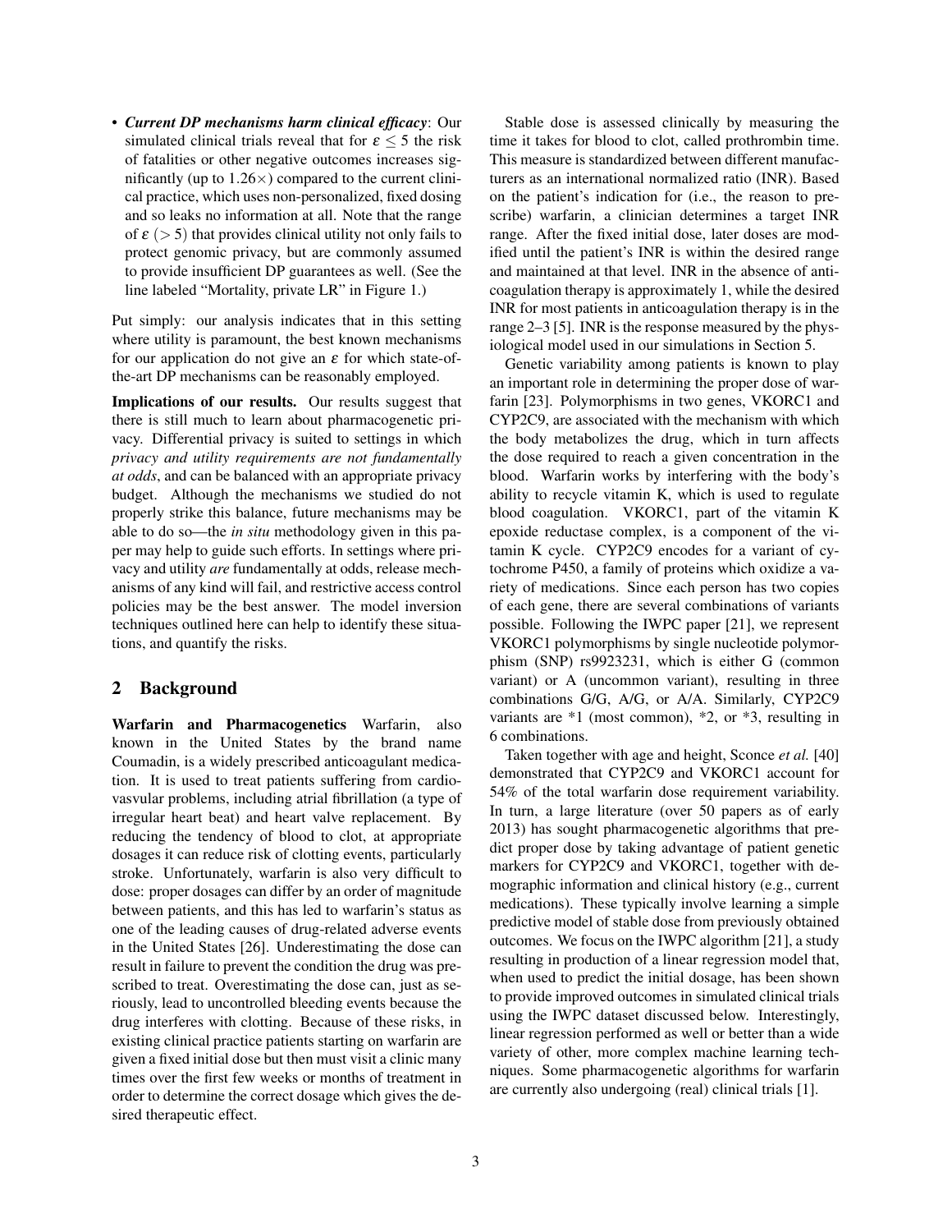- ***Current DP mechanisms harm clinical efficacy***: Our simulated clinical trials reveal that for $\varepsilon \leq 5$ the risk of fatalities or other negative outcomes increases significantly (up to $1.26\times$) compared to the current clinical practice, which uses non-personalized, fixed dosing and so leaks no information at all. Note that the range of $\varepsilon$ ($> 5$) that provides clinical utility not only fails to protect genomic privacy, but are commonly assumed to provide insufficient DP guarantees as well. (See the line labeled "Mortality, private LR" in Figure 1.)

Put simply: our analysis indicates that in this setting where utility is paramount, the best known mechanisms for our application do not give an $\varepsilon$ for which state-of-the-art DP mechanisms can be reasonably employed.

**Implications of our results.** Our results suggest that there is still much to learn about pharmacogenetic privacy. Differential privacy is suited to settings in which *privacy and utility requirements are not fundamentally at odds*, and can be balanced with an appropriate privacy budget. Although the mechanisms we studied do not properly strike this balance, future mechanisms may be able to do so—the *in situ* methodology given in this paper may help to guide such efforts. In settings where privacy and utility *are* fundamentally at odds, release mechanisms of any kind will fail, and restrictive access control policies may be the best answer. The model inversion techniques outlined here can help to identify these situations, and quantify the risks.

## 2 Background

**Warfarin and Pharmacogenetics** Warfarin, also known in the United States by the brand name Coumadin, is a widely prescribed anticoagulant medication. It is used to treat patients suffering from cardiovasvular problems, including atrial fibrillation (a type of irregular heart beat) and heart valve replacement. By reducing the tendency of blood to clot, at appropriate dosages it can reduce risk of clotting events, particularly stroke. Unfortunately, warfarin is also very difficult to dose: proper dosages can differ by an order of magnitude between patients, and this has led to warfarin's status as one of the leading causes of drug-related adverse events in the United States [26]. Underestimating the dose can result in failure to prevent the condition the drug was prescribed to treat. Overestimating the dose can, just as seriously, lead to uncontrolled bleeding events because the drug interferes with clotting. Because of these risks, in existing clinical practice patients starting on warfarin are given a fixed initial dose but then must visit a clinic many times over the first few weeks or months of treatment in order to determine the correct dosage which gives the desired therapeutic effect.

Stable dose is assessed clinically by measuring the time it takes for blood to clot, called prothrombin time. This measure is standardized between different manufacturers as an international normalized ratio (INR). Based on the patient's indication for (i.e., the reason to prescribe) warfarin, a clinician determines a target INR range. After the fixed initial dose, later doses are modified until the patient's INR is within the desired range and maintained at that level. INR in the absence of anticoagulation therapy is approximately 1, while the desired INR for most patients in anticoagulation therapy is in the range 2–3 [5]. INR is the response measured by the physiological model used in our simulations in Section 5.

Genetic variability among patients is known to play an important role in determining the proper dose of warfarin [23]. Polymorphisms in two genes, VKORC1 and CYP2C9, are associated with the mechanism with which the body metabolizes the drug, which in turn affects the dose required to reach a given concentration in the blood. Warfarin works by interfering with the body's ability to recycle vitamin K, which is used to regulate blood coagulation. VKORC1, part of the vitamin K epoxide reductase complex, is a component of the vitamin K cycle. CYP2C9 encodes for a variant of cytochrome P450, a family of proteins which oxidize a variety of medications. Since each person has two copies of each gene, there are several combinations of variants possible. Following the IWPC paper [21], we represent VKORC1 polymorphisms by single nucleotide polymorphism (SNP) rs9923231, which is either G (common variant) or A (uncommon variant), resulting in three combinations G/G, A/G, or A/A. Similarly, CYP2C9 variants are *1 (most common), *2, or *3, resulting in 6 combinations.

Taken together with age and height, Sconce *et al.* [40] demonstrated that CYP2C9 and VKORC1 account for 54% of the total warfarin dose requirement variability. In turn, a large literature (over 50 papers as of early 2013) has sought pharmacogenetic algorithms that predict proper dose by taking advantage of patient genetic markers for CYP2C9 and VKORC1, together with demographic information and clinical history (e.g., current medications). These typically involve learning a simple predictive model of stable dose from previously obtained outcomes. We focus on the IWPC algorithm [21], a study resulting in production of a linear regression model that, when used to predict the initial dosage, has been shown to provide improved outcomes in simulated clinical trials using the IWPC dataset discussed below. Interestingly, linear regression performed as well or better than a wide variety of other, more complex machine learning techniques. Some pharmacogenetic algorithms for warfarin are currently also undergoing (real) clinical trials [1].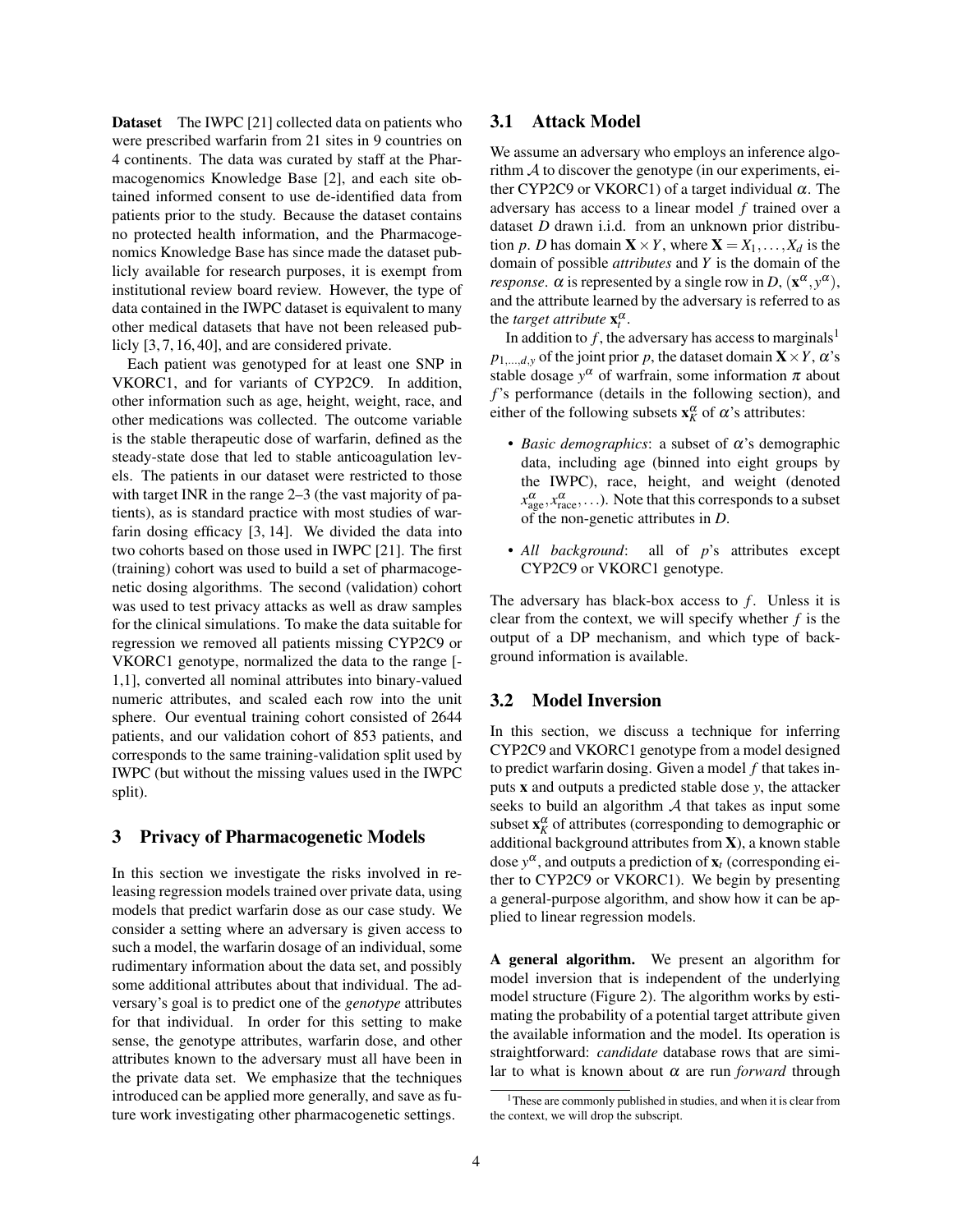**Dataset** The IWPC [21] collected data on patients who were prescribed warfarin from 21 sites in 9 countries on 4 continents. The data was curated by staff at the Pharmacogenomics Knowledge Base [2], and each site obtained informed consent to use de-identified data from patients prior to the study. Because the dataset contains no protected health information, and the Pharmacogenomics Knowledge Base has since made the dataset publicly available for research purposes, it is exempt from institutional review board review. However, the type of data contained in the IWPC dataset is equivalent to many other medical datasets that have not been released publicly [3, 7, 16, 40], and are considered private.

Each patient was genotyped for at least one SNP in VKORC1, and for variants of CYP2C9. In addition, other information such as age, height, weight, race, and other medications was collected. The outcome variable is the stable therapeutic dose of warfarin, defined as the steady-state dose that led to stable anticoagulation levels. The patients in our dataset were restricted to those with target INR in the range 2–3 (the vast majority of patients), as is standard practice with most studies of warfarin dosing efficacy [3, 14]. We divided the data into two cohorts based on those used in IWPC [21]. The first (training) cohort was used to build a set of pharmacogenetic dosing algorithms. The second (validation) cohort was used to test privacy attacks as well as draw samples for the clinical simulations. To make the data suitable for regression we removed all patients missing CYP2C9 or VKORC1 genotype, normalized the data to the range [-1,1], converted all nominal attributes into binary-valued numeric attributes, and scaled each row into the unit sphere. Our eventual training cohort consisted of 2644 patients, and our validation cohort of 853 patients, and corresponds to the same training-validation split used by IWPC (but without the missing values used in the IWPC split).

## 3 Privacy of Pharmacogenetic Models

In this section we investigate the risks involved in releasing regression models trained over private data, using models that predict warfarin dose as our case study. We consider a setting where an adversary is given access to such a model, the warfarin dosage of an individual, some rudimentary information about the data set, and possibly some additional attributes about that individual. The adversary's goal is to predict one of the *genotype* attributes for that individual. In order for this setting to make sense, the genotype attributes, warfarin dose, and other attributes known to the adversary must all have been in the private data set. We emphasize that the techniques introduced can be applied more generally, and save as future work investigating other pharmacogenetic settings.

### 3.1 Attack Model

We assume an adversary who employs an inference algorithm $\mathcal{A}$ to discover the genotype (in our experiments, either CYP2C9 or VKORC1) of a target individual $\alpha$. The adversary has access to a linear model $f$ trained over a dataset $D$ drawn i.i.d. from an unknown prior distribution $p$. $D$ has domain $\mathbf{X} \times Y$, where $\mathbf{X} = X_1, \ldots, X_d$ is the domain of possible *attributes* and $Y$ is the domain of the *response*. $\alpha$ is represented by a single row in $D$, $(\mathbf{x}^\alpha, y^\alpha)$, and the attribute learned by the adversary is referred to as the *target attribute* $\mathbf{x}_t^\alpha$.

In addition to $f$, the adversary has access to marginals[1] $p_{1,\ldots,d,y}$ of the joint prior $p$, the dataset domain $\mathbf{X} \times Y$, $\alpha$'s stable dosage $y^\alpha$ of warfrain, some information $\pi$ about $f$'s performance (details in the following section), and either of the following subsets $\mathbf{x}_K^\alpha$ of $\alpha$'s attributes:

- *Basic demographics*: a subset of $\alpha$'s demographic data, including age (binned into eight groups by the IWPC), race, height, and weight (denoted $x_{\text{age}}^\alpha, x_{\text{race}}^\alpha, \ldots$). Note that this corresponds to a subset of the non-genetic attributes in $D$.
- *All background*: all of $p$'s attributes except CYP2C9 or VKORC1 genotype.

The adversary has black-box access to $f$. Unless it is clear from the context, we will specify whether $f$ is the output of a DP mechanism, and which type of background information is available.

### 3.2 Model Inversion

In this section, we discuss a technique for inferring CYP2C9 and VKORC1 genotype from a model designed to predict warfarin dosing. Given a model $f$ that takes inputs $\mathbf{x}$ and outputs a predicted stable dose $y$, the attacker seeks to build an algorithm $\mathcal{A}$ that takes as input some subset $\mathbf{x}_K^\alpha$ of attributes (corresponding to demographic or additional background attributes from $\mathbf{X}$), a known stable dose $y^\alpha$, and outputs a prediction of $\mathbf{x}_t$ (corresponding either to CYP2C9 or VKORC1). We begin by presenting a general-purpose algorithm, and show how it can be applied to linear regression models.

**A general algorithm.** We present an algorithm for model inversion that is independent of the underlying model structure (Figure 2). The algorithm works by estimating the probability of a potential target attribute given the available information and the model. Its operation is straightforward: *candidate* database rows that are similar to what is known about $\alpha$ are run *forward* through

[1] These are commonly published in studies, and when it is clear from the context, we will drop the subscript.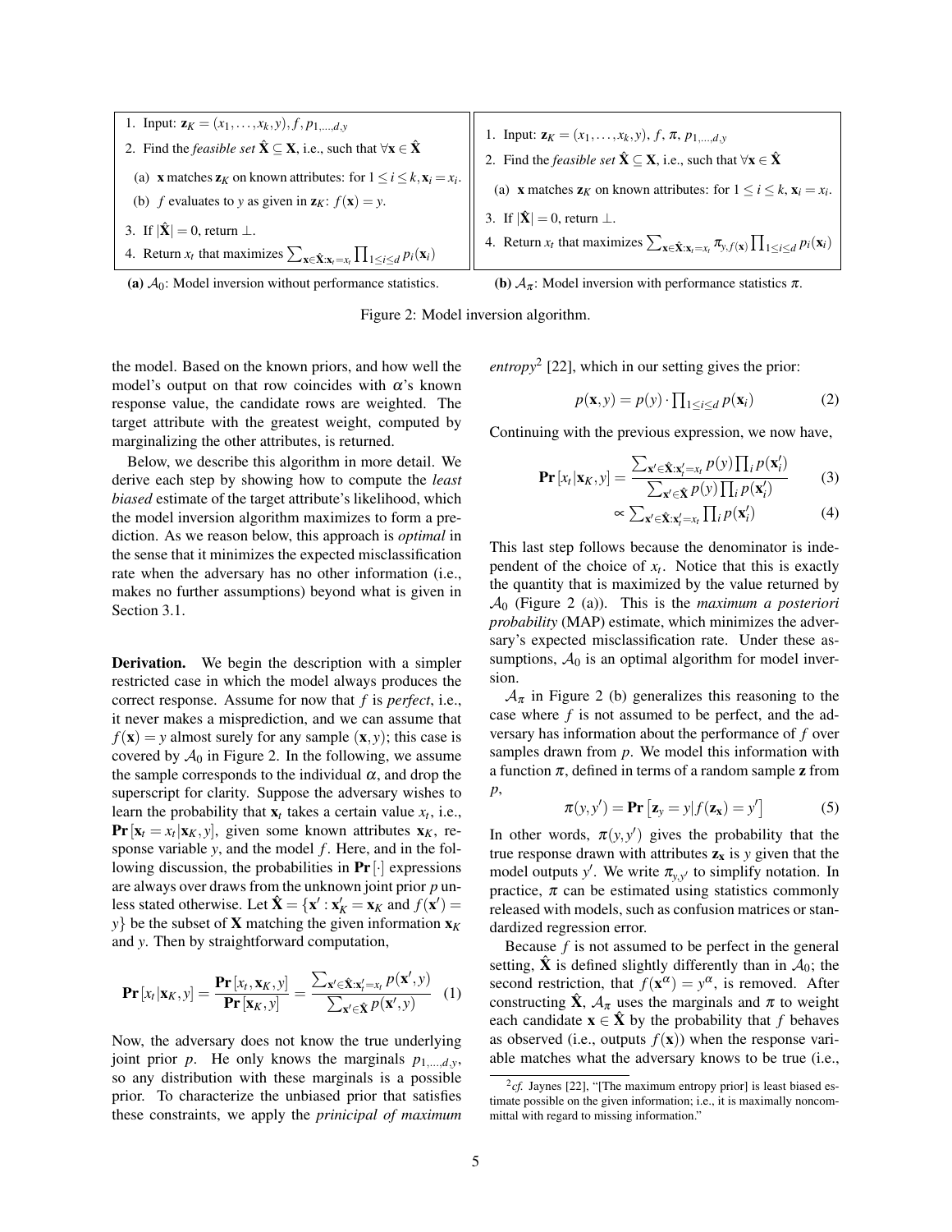1. Input: $\mathbf{z}_K = (x_1, \ldots, x_k, y), f, p_{1,\ldots,d,y}$
2. Find the *feasible set* $\hat{\mathbf{X}} \subseteq \mathbf{X}$, i.e., such that $\forall \mathbf{x} \in \hat{\mathbf{X}}$
   (a) $\mathbf{x}$ matches $\mathbf{z}_K$ on known attributes: for $1 \le i \le k, \mathbf{x}_i = x_i$.
   (b) $f$ evaluates to $y$ as given in $\mathbf{z}_K$: $f(\mathbf{x}) = y$.
3. If $|\hat{\mathbf{X}}| = 0$, return $\perp$.
4. Return $x_t$ that maximizes $\sum_{\mathbf{x} \in \hat{\mathbf{X}}: \mathbf{x}_t = x_t} \prod_{1 \le i \le d} p_i(\mathbf{x}_i)$

**(a)** $\mathcal{A}_0$: Model inversion without performance statistics.

1. Input: $\mathbf{z}_K = (x_1, \ldots, x_k, y), f, \pi, p_{1,\ldots,d,y}$
2. Find the *feasible set* $\hat{\mathbf{X}} \subseteq \mathbf{X}$, i.e., such that $\forall \mathbf{x} \in \hat{\mathbf{X}}$
   (a) $\mathbf{x}$ matches $\mathbf{z}_K$ on known attributes: for $1 \le i \le k, \mathbf{x}_i = x_i$.
3. If $|\hat{\mathbf{X}}| = 0$, return $\perp$.
4. Return $x_t$ that maximizes $\sum_{\mathbf{x} \in \hat{\mathbf{X}}: \mathbf{x}_t = x_t} \pi_{y, f(\mathbf{x})} \prod_{1 \le i \le d} p_i(\mathbf{x}_i)$

**(b)** $\mathcal{A}_\pi$: Model inversion with performance statistics $\pi$.

Figure 2: Model inversion algorithm.

the model. Based on the known priors, and how well the model's output on that row coincides with $\alpha$'s known response value, the candidate rows are weighted. The target attribute with the greatest weight, computed by marginalizing the other attributes, is returned.

Below, we describe this algorithm in more detail. We derive each step by showing how to compute the *least biased* estimate of the target attribute's likelihood, which the model inversion algorithm maximizes to form a prediction. As we reason below, this approach is *optimal* in the sense that it minimizes the expected misclassification rate when the adversary has no other information (i.e., makes no further assumptions) beyond what is given in Section 3.1.

**Derivation.** We begin the description with a simpler restricted case in which the model always produces the correct response. Assume for now that $f$ is *perfect*, i.e., it never makes a misprediction, and we can assume that $f(\mathbf{x}) = y$ almost surely for any sample $(\mathbf{x}, y)$; this case is covered by $\mathcal{A}_0$ in Figure 2. In the following, we assume the sample corresponds to the individual $\alpha$, and drop the superscript for clarity. Suppose the adversary wishes to learn the probability that $\mathbf{x}_t$ takes a certain value $x_t$, i.e., $\mathbf{Pr}[\mathbf{x}_t = x_t | \mathbf{x}_K, y]$, given some known attributes $\mathbf{x}_K$, response variable $y$, and the model $f$. Here, and in the following discussion, the probabilities in $\mathbf{Pr}[\cdot]$ expressions are always over draws from the unknown joint prior $p$ unless stated otherwise. Let $\hat{\mathbf{X}} = \{\mathbf{x}' : \mathbf{x}'_K = \mathbf{x}_K \text{ and } f(\mathbf{x}') = y\}$ be the subset of $\mathbf{X}$ matching the given information $\mathbf{x}_K$ and $y$. Then by straightforward computation,

$$\mathbf{Pr}[x_t | \mathbf{x}_K, y] = \frac{\mathbf{Pr}[x_t, \mathbf{x}_K, y]}{\mathbf{Pr}[\mathbf{x}_K, y]} = \frac{\sum_{\mathbf{x}' \in \hat{\mathbf{X}}: \mathbf{x}'_t = x_t} p(\mathbf{x}', y)}{\sum_{\mathbf{x}' \in \hat{\mathbf{X}}} p(\mathbf{x}', y)} \quad (1)$$

Now, the adversary does not know the true underlying joint prior $p$. He only knows the marginals $p_{1,\ldots,d,y}$, so any distribution with these marginals is a possible prior. To characterize the unbiased prior that satisfies these constraints, we apply the *prinicipal of maximum entropy*[2] [22], which in our setting gives the prior:

$$p(\mathbf{x}, y) = p(y) \cdot \prod_{1 \le i \le d} p(\mathbf{x}_i) \quad (2)$$

Continuing with the previous expression, we now have,

$$\mathbf{Pr}[x_t | \mathbf{x}_K, y] = \frac{\sum_{\mathbf{x}' \in \hat{\mathbf{X}}: \mathbf{x}'_t = x_t} p(y) \prod_i p(\mathbf{x}'_i)}{\sum_{\mathbf{x}' \in \hat{\mathbf{X}}} p(y) \prod_i p(\mathbf{x}'_i)} \quad (3)$$

$$\propto \sum_{\mathbf{x}' \in \hat{\mathbf{X}}: \mathbf{x}'_t = x_t} \prod_i p(\mathbf{x}'_i) \quad (4)$$

This last step follows because the denominator is independent of the choice of $x_t$. Notice that this is exactly the quantity that is maximized by the value returned by $\mathcal{A}_0$ (Figure 2 (a)). This is the *maximum a posteriori probability* (MAP) estimate, which minimizes the adversary's expected misclassification rate. Under these assumptions, $\mathcal{A}_0$ is an optimal algorithm for model inversion.

$\mathcal{A}_\pi$ in Figure 2 (b) generalizes this reasoning to the case where $f$ is not assumed to be perfect, and the adversary has information about the performance of $f$ over samples drawn from $p$. We model this information with a function $\pi$, defined in terms of a random sample $\mathbf{z}$ from $p$,

$$\pi(y, y') = \mathbf{Pr}\left[\mathbf{z}_y = y | f(\mathbf{z}_\mathbf{x}) = y'\right] \quad (5)$$

In other words, $\pi(y, y')$ gives the probability that the true response drawn with attributes $\mathbf{z}_\mathbf{x}$ is $y$ given that the model outputs $y'$. We write $\pi_{y,y'}$ to simplify notation. In practice, $\pi$ can be estimated using statistics commonly released with models, such as confusion matrices or standardized regression error.

Because $f$ is not assumed to be perfect in the general setting, $\hat{\mathbf{X}}$ is defined slightly differently than in $\mathcal{A}_0$; the second restriction, that $f(\mathbf{x}^\alpha) = y^\alpha$, is removed. After constructing $\hat{\mathbf{X}}$, $\mathcal{A}_\pi$ uses the marginals and $\pi$ to weight each candidate $\mathbf{x} \in \hat{\mathbf{X}}$ by the probability that $f$ behaves as observed (i.e., outputs $f(\mathbf{x})$) when the response variable matches what the adversary knows to be true (i.e.,

[2] *cf.* Jaynes [22], "[The maximum entropy prior] is least biased estimate possible on the given information; i.e., it is maximally noncommittal with regard to missing information."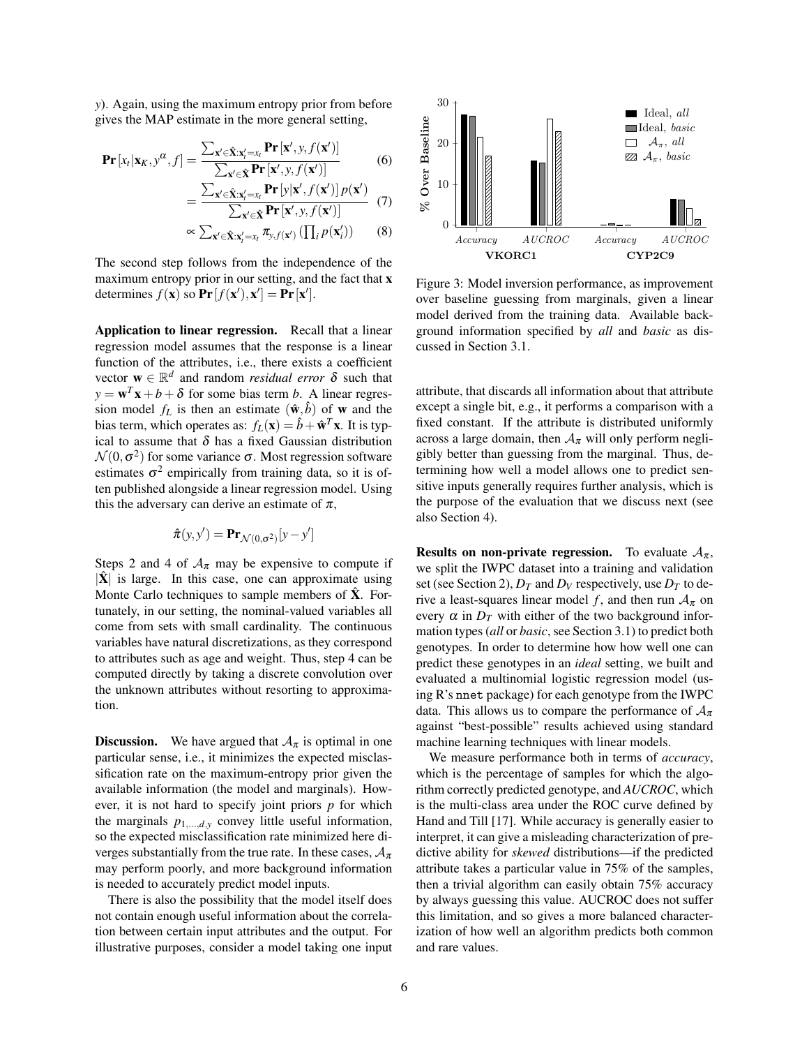$y$). Again, using the maximum entropy prior from before gives the MAP estimate in the more general setting,

$$\mathbf{Pr}[x_t | \mathbf{x}_K, y^\alpha, f] = \frac{\sum_{\mathbf{x}' \in \hat{\mathbf{X}}: \mathbf{x}'_t = x_t} \mathbf{Pr}[\mathbf{x}', y, f(\mathbf{x}')]}{\sum_{\mathbf{x}' \in \hat{\mathbf{X}}} \mathbf{Pr}[\mathbf{x}', y, f(\mathbf{x}')]} \quad (6)$$

$$= \frac{\sum_{\mathbf{x}' \in \hat{\mathbf{X}}: \mathbf{x}'_t = x_t} \mathbf{Pr}[y | \mathbf{x}', f(\mathbf{x}')] \, p(\mathbf{x}')}{\sum_{\mathbf{x}' \in \hat{\mathbf{X}}} \mathbf{Pr}[\mathbf{x}', y, f(\mathbf{x}')]} \quad (7)$$

$$\propto \sum_{\mathbf{x}' \in \hat{\mathbf{X}}: \mathbf{x}'_t = x_t} \pi_{y, f(\mathbf{x}')} \left( \prod_i p(\mathbf{x}'_i) \right) \quad (8)$$

The second step follows from the independence of the maximum entropy prior in our setting, and the fact that $\mathbf{x}$ determines $f(\mathbf{x})$ so $\mathbf{Pr}[f(\mathbf{x}'), \mathbf{x}'] = \mathbf{Pr}[\mathbf{x}']$.

**Application to linear regression.** Recall that a linear regression model assumes that the response is a linear function of the attributes, i.e., there exists a coefficient vector $\mathbf{w} \in \mathbb{R}^d$ and random *residual error* $\delta$ such that $y = \mathbf{w}^T \mathbf{x} + b + \delta$ for some bias term $b$. A linear regression model $f_L$ is then an estimate $(\hat{\mathbf{w}}, \hat{b})$ of $\mathbf{w}$ and the bias term, which operates as: $f_L(\mathbf{x}) = \hat{b} + \hat{\mathbf{w}}^T \mathbf{x}$. It is typical to assume that $\delta$ has a fixed Gaussian distribution $\mathcal{N}(0, \sigma^2)$ for some variance $\sigma$. Most regression software estimates $\sigma^2$ empirically from training data, so it is often published alongside a linear regression model. Using this the adversary can derive an estimate of $\pi$,

$$\hat{\pi}(y, y') = \mathbf{Pr}_{\mathcal{N}(0,\sigma^2)}[y - y']$$

Steps 2 and 4 of $\mathcal{A}_\pi$ may be expensive to compute if $|\hat{\mathbf{X}}|$ is large. In this case, one can approximate using Monte Carlo techniques to sample members of $\hat{\mathbf{X}}$. Fortunately, in our setting, the nominal-valued variables all come from sets with small cardinality. The continuous variables have natural discretizations, as they correspond to attributes such as age and weight. Thus, step 4 can be computed directly by taking a discrete convolution over the unknown attributes without resorting to approximation.

**Discussion.** We have argued that $\mathcal{A}_\pi$ is optimal in one particular sense, i.e., it minimizes the expected misclassification rate on the maximum-entropy prior given the available information (the model and marginals). However, it is not hard to specify joint priors $p$ for which the marginals $p_{1,\ldots,d,y}$ convey little useful information, so the expected misclassification rate minimized here diverges substantially from the true rate. In these cases, $\mathcal{A}_\pi$ may perform poorly, and more background information is needed to accurately predict model inputs.

There is also the possibility that the model itself does not contain enough useful information about the correlation between certain input attributes and the output. For illustrative purposes, consider a model taking one input attribute, that discards all information about that attribute except a single bit, e.g., it performs a comparison with a fixed constant. If the attribute is distributed uniformly across a large domain, then $\mathcal{A}_\pi$ will only perform negligibly better than guessing from the marginal. Thus, determining how well a model allows one to predict sensitive inputs generally requires further analysis, which is the purpose of the evaluation that we discuss next (see also Section 4).

Figure 3: Model inversion performance, as improvement over baseline guessing from marginals, given a linear model derived from the training data. Available background information specified by *all* and *basic* as discussed in Section 3.1.

**Results on non-private regression.** To evaluate $\mathcal{A}_\pi$, we split the IWPC dataset into a training and validation set (see Section 2), $D_T$ and $D_V$ respectively, use $D_T$ to derive a least-squares linear model $f$, and then run $\mathcal{A}_\pi$ on every $\alpha$ in $D_T$ with either of the two background information types (*all* or *basic*, see Section 3.1) to predict both genotypes. In order to determine how well one can predict these genotypes in an *ideal* setting, we built and evaluated a multinomial logistic regression model (using R's `nnet` package) for each genotype from the IWPC data. This allows us to compare the performance of $\mathcal{A}_\pi$ against "best-possible" results achieved using standard machine learning techniques with linear models.

We measure performance both in terms of *accuracy*, which is the percentage of samples for which the algorithm correctly predicted genotype, and *AUCROC*, which is the multi-class area under the ROC curve defined by Hand and Till [17]. While accuracy is generally easier to interpret, it can give a misleading characterization of predictive ability for *skewed* distributions—if the predicted attribute takes a particular value in 75% of the samples, then a trivial algorithm can easily obtain 75% accuracy by always guessing this value. AUCROC does not suffer this limitation, and so gives a more balanced characterization of how well an algorithm predicts both common and rare values.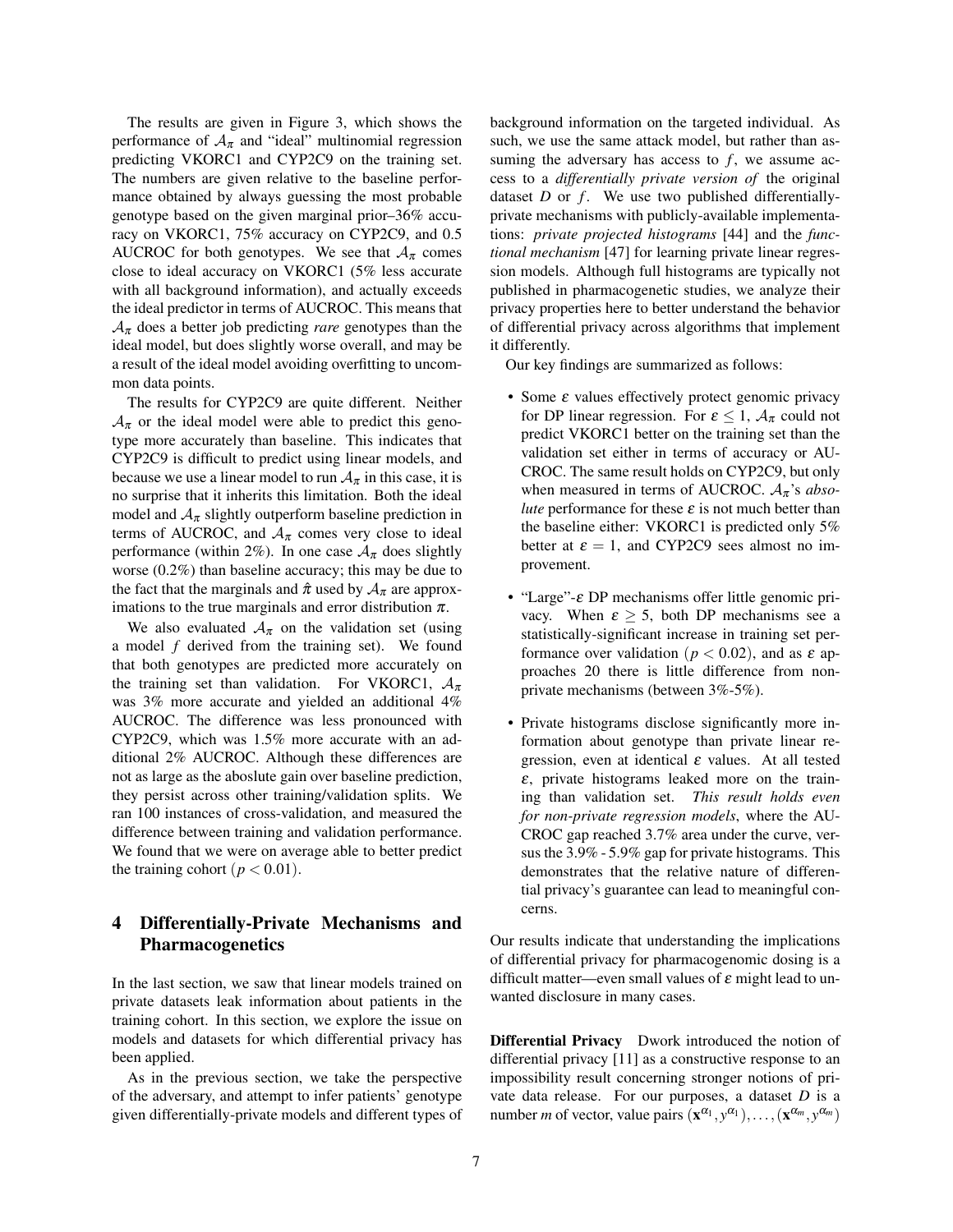The results are given in Figure 3, which shows the performance of $\mathcal{A}_\pi$ and "ideal" multinomial regression predicting VKORC1 and CYP2C9 on the training set. The numbers are given relative to the baseline performance obtained by always guessing the most probable genotype based on the given marginal prior–36% accuracy on VKORC1, 75% accuracy on CYP2C9, and 0.5 AUCROC for both genotypes. We see that $\mathcal{A}_\pi$ comes close to ideal accuracy on VKORC1 (5% less accurate with all background information), and actually exceeds the ideal predictor in terms of AUCROC. This means that $\mathcal{A}_\pi$ does a better job predicting *rare* genotypes than the ideal model, but does slightly worse overall, and may be a result of the ideal model avoiding overfitting to uncommon data points.

The results for CYP2C9 are quite different. Neither $\mathcal{A}_\pi$ or the ideal model were able to predict this genotype more accurately than baseline. This indicates that CYP2C9 is difficult to predict using linear models, and because we use a linear model to run $\mathcal{A}_\pi$ in this case, it is no surprise that it inherits this limitation. Both the ideal model and $\mathcal{A}_\pi$ slightly outperform baseline prediction in terms of AUCROC, and $\mathcal{A}_\pi$ comes very close to ideal performance (within 2%). In one case $\mathcal{A}_\pi$ does slightly worse (0.2%) than baseline accuracy; this may be due to the fact that the marginals and $\hat{\pi}$ used by $\mathcal{A}_\pi$ are approximations to the true marginals and error distribution $\pi$.

We also evaluated $\mathcal{A}_\pi$ on the validation set (using a model $f$ derived from the training set). We found that both genotypes are predicted more accurately on the training set than validation. For VKORC1, $\mathcal{A}_\pi$ was 3% more accurate and yielded an additional 4% AUCROC. The difference was less pronounced with CYP2C9, which was 1.5% more accurate with an additional 2% AUCROC. Although these differences are not as large as the aboslute gain over baseline prediction, they persist across other training/validation splits. We ran 100 instances of cross-validation, and measured the difference between training and validation performance. We found that we were on average able to better predict the training cohort ($p < 0.01$).

## 4 Differentially-Private Mechanisms and Pharmacogenetics

In the last section, we saw that linear models trained on private datasets leak information about patients in the training cohort. In this section, we explore the issue on models and datasets for which differential privacy has been applied.

As in the previous section, we take the perspective of the adversary, and attempt to infer patients' genotype given differentially-private models and different types of background information on the targeted individual. As such, we use the same attack model, but rather than assuming the adversary has access to $f$, we assume access to a *differentially private version of* the original dataset $D$ or $f$. We use two published differentially-private mechanisms with publicly-available implementations: *private projected histograms* [44] and the *functional mechanism* [47] for learning private linear regression models. Although full histograms are typically not published in pharmacogenetic studies, we analyze their privacy properties here to better understand the behavior of differential privacy across algorithms that implement it differently.

Our key findings are summarized as follows:

- Some $\varepsilon$ values effectively protect genomic privacy for DP linear regression. For $\varepsilon \leq 1$, $\mathcal{A}_\pi$ could not predict VKORC1 better on the training set than the validation set either in terms of accuracy or AUCROC. The same result holds on CYP2C9, but only when measured in terms of AUCROC. $\mathcal{A}_\pi$'s *absolute* performance for these $\varepsilon$ is not much better than the baseline either: VKORC1 is predicted only 5% better at $\varepsilon = 1$, and CYP2C9 sees almost no improvement.

- "Large"-$\varepsilon$ DP mechanisms offer little genomic privacy. When $\varepsilon \geq 5$, both DP mechanisms see a statistically-significant increase in training set performance over validation ($p < 0.02$), and as $\varepsilon$ approaches 20 there is little difference from non-private mechanisms (between 3%-5%).

- Private histograms disclose significantly more information about genotype than private linear regression, even at identical $\varepsilon$ values. At all tested $\varepsilon$, private histograms leaked more on the training than validation set. *This result holds even for non-private regression models*, where the AUCROC gap reached 3.7% area under the curve, versus the 3.9% - 5.9% gap for private histograms. This demonstrates that the relative nature of differential privacy's guarantee can lead to meaningful concerns.

Our results indicate that understanding the implications of differential privacy for pharmacogenomic dosing is a difficult matter—even small values of $\varepsilon$ might lead to unwanted disclosure in many cases.

**Differential Privacy** Dwork introduced the notion of differential privacy [11] as a constructive response to an impossibility result concerning stronger notions of private data release. For our purposes, a dataset $D$ is a number $m$ of vector, value pairs $(\mathbf{x}^{\alpha_1}, y^{\alpha_1}), \ldots, (\mathbf{x}^{\alpha_m}, y^{\alpha_m})$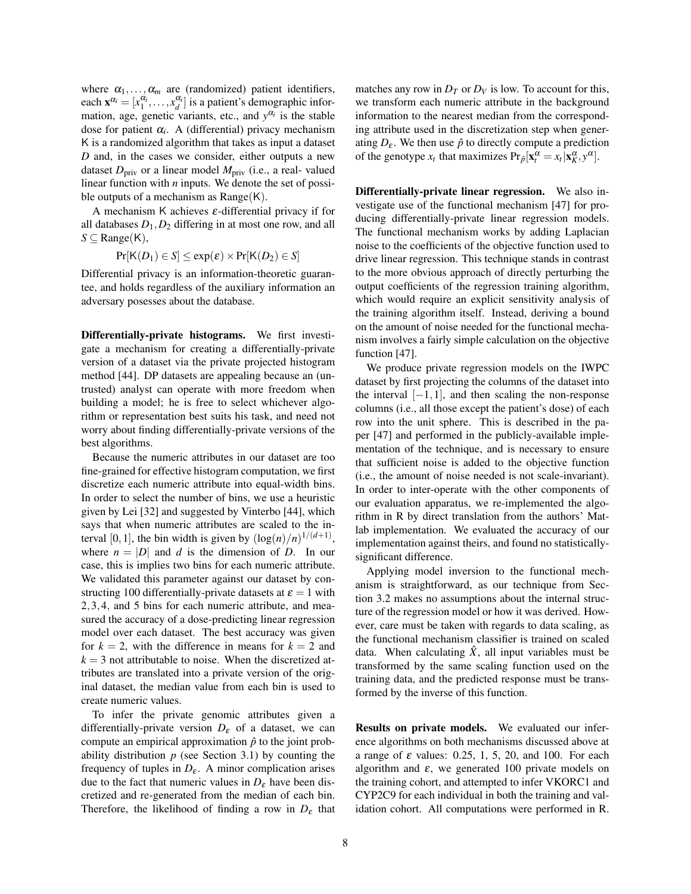where $\alpha_1, \ldots, \alpha_m$ are (randomized) patient identifiers, each $\mathbf{x}^{\alpha_i} = [x_1^{\alpha_i}, \ldots, x_d^{\alpha_i}]$ is a patient's demographic information, age, genetic variants, etc., and $y^{\alpha_i}$ is the stable dose for patient $\alpha_i$. A (differential) privacy mechanism $\mathsf{K}$ is a randomized algorithm that takes as input a dataset $D$ and, in the cases we consider, either outputs a new dataset $D_{\text{priv}}$ or a linear model $M_{\text{priv}}$ (i.e., a real- valued linear function with $n$ inputs. We denote the set of possible outputs of a mechanism as $\text{Range}(\mathsf{K})$.

A mechanism $\mathsf{K}$ achieves $\varepsilon$-differential privacy if for all databases $D_1, D_2$ differing in at most one row, and all $S \subseteq \text{Range}(\mathsf{K})$,

$$\Pr[\mathsf{K}(D_1) \in S] \leq \exp(\varepsilon) \times \Pr[\mathsf{K}(D_2) \in S]$$

Differential privacy is an information-theoretic guarantee, and holds regardless of the auxiliary information an adversary posesses about the database.

**Differentially-private histograms.** We first investigate a mechanism for creating a differentially-private version of a dataset via the private projected histogram method [44]. DP datasets are appealing because an (untrusted) analyst can operate with more freedom when building a model; he is free to select whichever algorithm or representation best suits his task, and need not worry about finding differentially-private versions of the best algorithms.

Because the numeric attributes in our dataset are too fine-grained for effective histogram computation, we first discretize each numeric attribute into equal-width bins. In order to select the number of bins, we use a heuristic given by Lei [32] and suggested by Vinterbo [44], which says that when numeric attributes are scaled to the interval $[0,1]$, the bin width is given by $(\log(n)/n)^{1/(d+1)}$, where $n = |D|$ and $d$ is the dimension of $D$. In our case, this is implies two bins for each numeric attribute. We validated this parameter against our dataset by constructing 100 differentially-private datasets at $\varepsilon = 1$ with $2, 3, 4$, and 5 bins for each numeric attribute, and measured the accuracy of a dose-predicting linear regression model over each dataset. The best accuracy was given for $k = 2$, with the difference in means for $k = 2$ and $k = 3$ not attributable to noise. When the discretized attributes are translated into a private version of the original dataset, the median value from each bin is used to create numeric values.

To infer the private genomic attributes given a differentially-private version $D_\varepsilon$ of a dataset, we can compute an empirical approximation $\hat{p}$ to the joint probability distribution $p$ (see Section 3.1) by counting the frequency of tuples in $D_\varepsilon$. A minor complication arises due to the fact that numeric values in $D_\varepsilon$ have been discretized and re-generated from the median of each bin. Therefore, the likelihood of finding a row in $D_\varepsilon$ that matches any row in $D_T$ or $D_V$ is low. To account for this, we transform each numeric attribute in the background information to the nearest median from the corresponding attribute used in the discretization step when generating $D_\varepsilon$. We then use $\hat{p}$ to directly compute a prediction of the genotype $x_t$ that maximizes $\Pr_{\hat{p}}[\mathbf{x}_t^\alpha = x_t | \mathbf{x}_K^\alpha, y^\alpha]$.

**Differentially-private linear regression.** We also investigate use of the functional mechanism [47] for producing differentially-private linear regression models. The functional mechanism works by adding Laplacian noise to the coefficients of the objective function used to drive linear regression. This technique stands in contrast to the more obvious approach of directly perturbing the output coefficients of the regression training algorithm, which would require an explicit sensitivity analysis of the training algorithm itself. Instead, deriving a bound on the amount of noise needed for the functional mechanism involves a fairly simple calculation on the objective function [47].

We produce private regression models on the IWPC dataset by first projecting the columns of the dataset into the interval $[-1, 1]$, and then scaling the non-response columns (i.e., all those except the patient's dose) of each row into the unit sphere. This is described in the paper [47] and performed in the publicly-available implementation of the technique, and is necessary to ensure that sufficient noise is added to the objective function (i.e., the amount of noise needed is not scale-invariant). In order to inter-operate with the other components of our evaluation apparatus, we re-implemented the algorithm in R by direct translation from the authors' Matlab implementation. We evaluated the accuracy of our implementation against theirs, and found no statistically-significant difference.

Applying model inversion to the functional mechanism is straightforward, as our technique from Section 3.2 makes no assumptions about the internal structure of the regression model or how it was derived. However, care must be taken with regards to data scaling, as the functional mechanism classifier is trained on scaled data. When calculating $\hat{X}$, all input variables must be transformed by the same scaling function used on the training data, and the predicted response must be transformed by the inverse of this function.

**Results on private models.** We evaluated our inference algorithms on both mechanisms discussed above at a range of $\varepsilon$ values: 0.25, 1, 5, 20, and 100. For each algorithm and $\varepsilon$, we generated 100 private models on the training cohort, and attempted to infer VKORC1 and CYP2C9 for each individual in both the training and validation cohort. All computations were performed in R.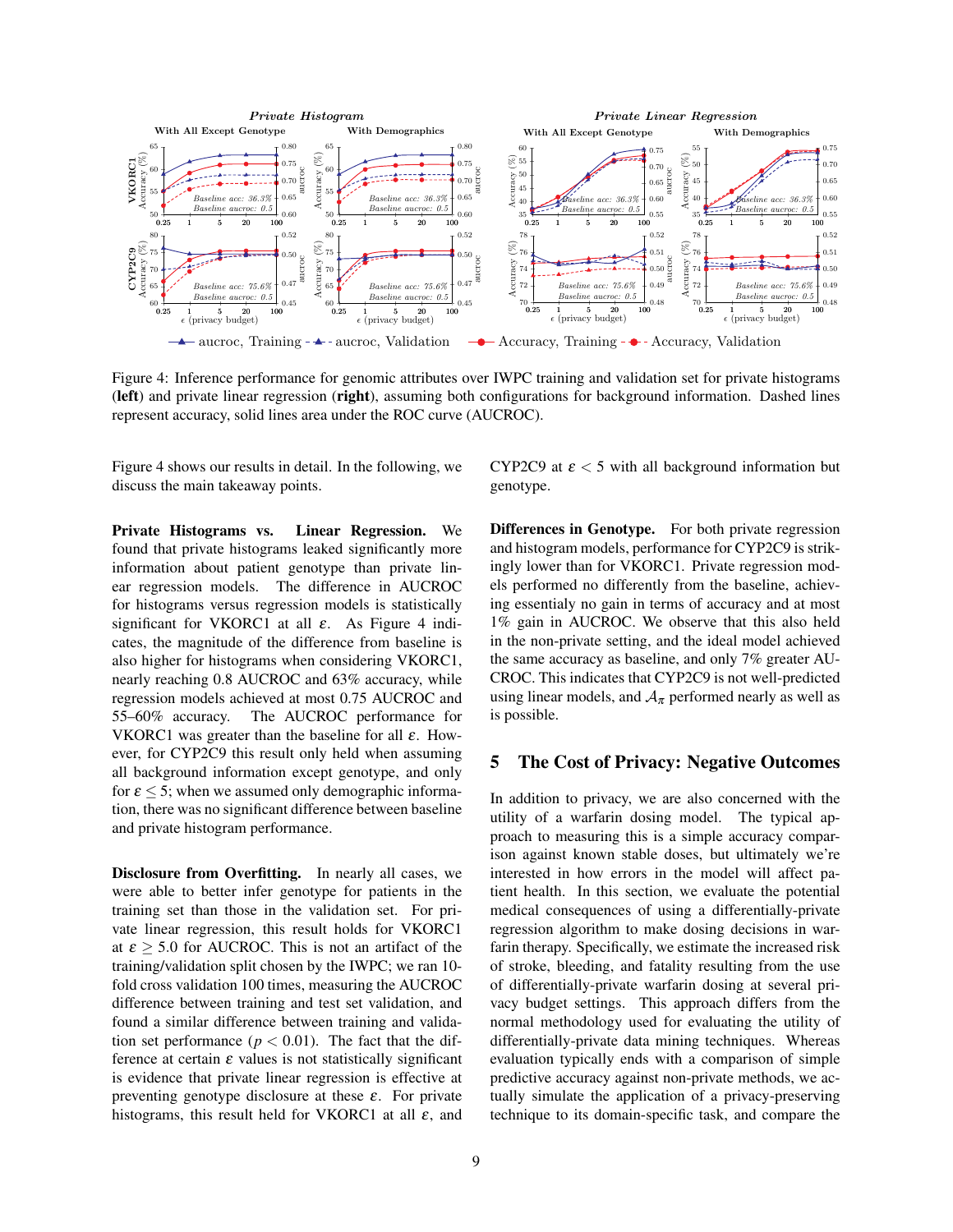Figure 4: Inference performance for genomic attributes over IWPC training and validation set for private histograms (**left**) and private linear regression (**right**), assuming both configurations for background information. Dashed lines represent accuracy, solid lines area under the ROC curve (AUCROC).

Figure 4 shows our results in detail. In the following, we discuss the main takeaway points.

**Private Histograms vs. Linear Regression.** We found that private histograms leaked significantly more information about patient genotype than private linear regression models. The difference in AUCROC for histograms versus regression models is statistically significant for VKORC1 at all $\varepsilon$. As Figure 4 indicates, the magnitude of the difference from baseline is also higher for histograms when considering VKORC1, nearly reaching 0.8 AUCROC and 63% accuracy, while regression models achieved at most 0.75 AUCROC and 55–60% accuracy. The AUCROC performance for VKORC1 was greater than the baseline for all $\varepsilon$. However, for CYP2C9 this result only held when assuming all background information except genotype, and only for $\varepsilon \leq 5$; when we assumed only demographic information, there was no significant difference between baseline and private histogram performance.

**Disclosure from Overfitting.** In nearly all cases, we were able to better infer genotype for patients in the training set than those in the validation set. For private linear regression, this result holds for VKORC1 at $\varepsilon \geq 5.0$ for AUCROC. This is not an artifact of the training/validation split chosen by the IWPC; we ran 10-fold cross validation 100 times, measuring the AUCROC difference between training and test set validation, and found a similar difference between training and validation set performance ($p < 0.01$). The fact that the difference at certain $\varepsilon$ values is not statistically significant is evidence that private linear regression is effective at preventing genotype disclosure at these $\varepsilon$. For private histograms, this result held for VKORC1 at all $\varepsilon$, and CYP2C9 at $\varepsilon < 5$ with all background information but genotype.

**Differences in Genotype.** For both private regression and histogram models, performance for CYP2C9 is strikingly lower than for VKORC1. Private regression models performed no differently from the baseline, achieving essentially no gain in terms of accuracy and at most 1% gain in AUCROC. We observe that this also held in the non-private setting, and the ideal model achieved the same accuracy as baseline, and only 7% greater AUCROC. This indicates that CYP2C9 is not well-predicted using linear models, and $\mathcal{A}_\pi$ performed nearly as well as is possible.

## 5 The Cost of Privacy: Negative Outcomes

In addition to privacy, we are also concerned with the utility of a warfarin dosing model. The typical approach to measuring this is a simple accuracy comparison against known stable doses, but ultimately we're interested in how errors in the model will affect patient health. In this section, we evaluate the potential medical consequences of using a differentially-private regression algorithm to make dosing decisions in warfarin therapy. Specifically, we estimate the increased risk of stroke, bleeding, and fatality resulting from the use of differentially-private warfarin dosing at several privacy budget settings. This approach differs from the normal methodology used for evaluating the utility of differentially-private data mining techniques. Whereas evaluation typically ends with a comparison of simple predictive accuracy against non-private methods, we actually simulate the application of a privacy-preserving technique to its domain-specific task, and compare the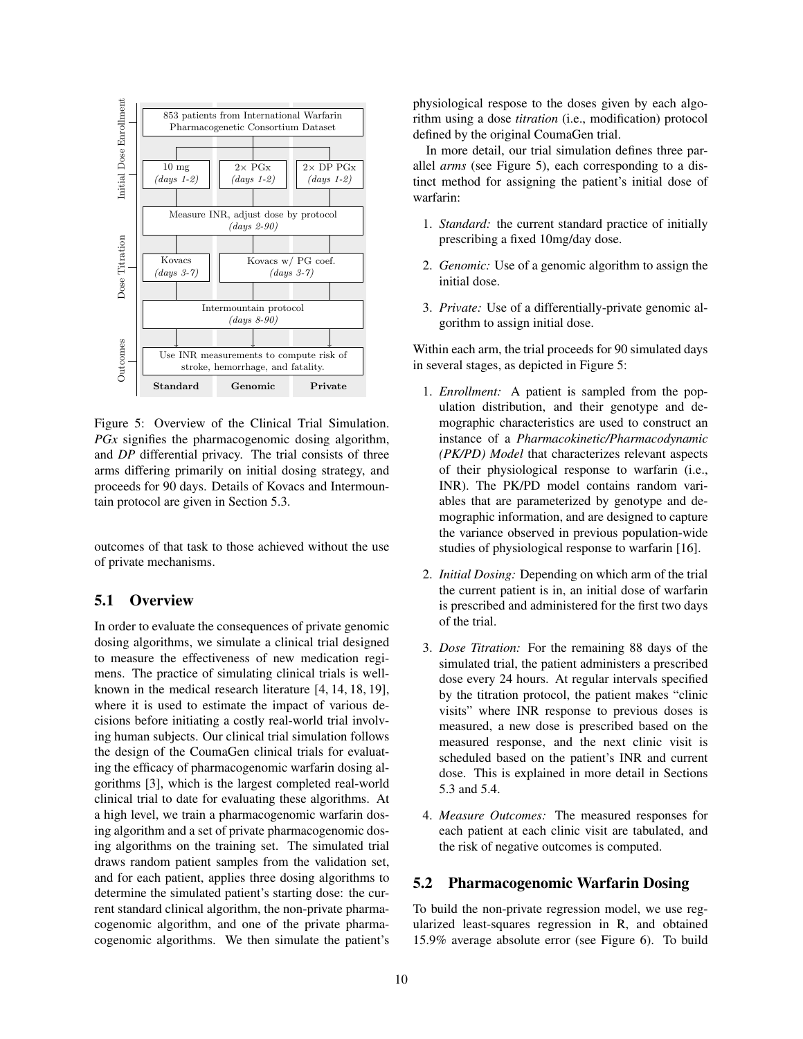Figure 5: Overview of the Clinical Trial Simulation. *PGx* signifies the pharmacogenomic dosing algorithm, and *DP* differential privacy. The trial consists of three arms differing primarily on initial dosing strategy, and proceeds for 90 days. Details of Kovacs and Intermountain protocol are given in Section 5.3.

outcomes of that task to those achieved without the use of private mechanisms.

## 5.1 Overview

In order to evaluate the consequences of private genomic dosing algorithms, we simulate a clinical trial designed to measure the effectiveness of new medication regimens. The practice of simulating clinical trials is well-known in the medical research literature [4, 14, 18, 19], where it is used to estimate the impact of various decisions before initiating a costly real-world trial involving human subjects. Our clinical trial simulation follows the design of the CoumaGen clinical trials for evaluating the efficacy of pharmacogenomic warfarin dosing algorithms [3], which is the largest completed real-world clinical trial to date for evaluating these algorithms. At a high level, we train a pharmacogenomic warfarin dosing algorithm and a set of private pharmacogenomic dosing algorithms on the training set. The simulated trial draws random patient samples from the validation set, and for each patient, applies three dosing algorithms to determine the simulated patient's starting dose: the current standard clinical algorithm, the non-private pharmacogenomic algorithm, and one of the private pharmacogenomic algorithms. We then simulate the patient's physiological respose to the doses given by each algorithm using a dose *titration* (i.e., modification) protocol defined by the original CoumaGen trial.

In more detail, our trial simulation defines three parallel *arms* (see Figure 5), each corresponding to a distinct method for assigning the patient's initial dose of warfarin:

1. *Standard:* the current standard practice of initially prescribing a fixed 10mg/day dose.
2. *Genomic:* Use of a genomic algorithm to assign the initial dose.
3. *Private:* Use of a differentially-private genomic algorithm to assign initial dose.

Within each arm, the trial proceeds for 90 simulated days in several stages, as depicted in Figure 5:

1. *Enrollment:* A patient is sampled from the population distribution, and their genotype and demographic characteristics are used to construct an instance of a *Pharmacokinetic/Pharmacodynamic (PK/PD) Model* that characterizes relevant aspects of their physiological response to warfarin (i.e., INR). The PK/PD model contains random variables that are parameterized by genotype and demographic information, and are designed to capture the variance observed in previous population-wide studies of physiological response to warfarin [16].
2. *Initial Dosing:* Depending on which arm of the trial the current patient is in, an initial dose of warfarin is prescribed and administered for the first two days of the trial.
3. *Dose Titration:* For the remaining 88 days of the simulated trial, the patient administers a prescribed dose every 24 hours. At regular intervals specified by the titration protocol, the patient makes "clinic visits" where INR response to previous doses is measured, a new dose is prescribed based on the measured response, and the next clinic visit is scheduled based on the patient's INR and current dose. This is explained in more detail in Sections 5.3 and 5.4.
4. *Measure Outcomes:* The measured responses for each patient at each clinic visit are tabulated, and the risk of negative outcomes is computed.

## 5.2 Pharmacogenomic Warfarin Dosing

To build the non-private regression model, we use regularized least-squares regression in R, and obtained 15.9% average absolute error (see Figure 6). To build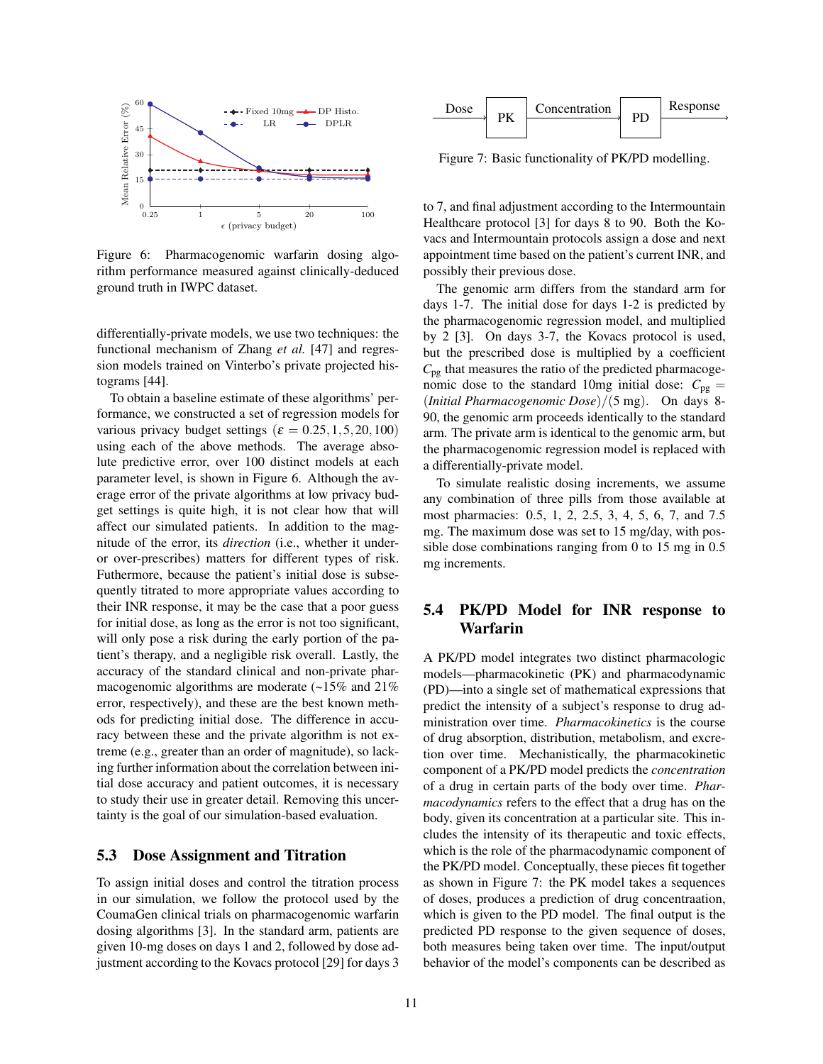Figure 6: Pharmacogenomic warfarin dosing algorithm performance measured against clinically-deduced ground truth in IWPC dataset.

differentially-private models, we use two techniques: the functional mechanism of Zhang *et al.* [47] and regression models trained on Vinterbo's private projected histograms [44].

To obtain a baseline estimate of these algorithms' performance, we constructed a set of regression models for various privacy budget settings ($\varepsilon = 0.25, 1, 5, 20, 100$) using each of the above methods. The average absolute predictive error, over 100 distinct models at each parameter level, is shown in Figure 6. Although the average error of the private algorithms at low privacy budget settings is quite high, it is not clear how that will affect our simulated patients. In addition to the magnitude of the error, its *direction* (i.e., whether it under- or over-prescribes) matters for different types of risk. Futhermore, because the patient's initial dose is subsequently titrated to more appropriate values according to their INR response, it may be the case that a poor guess for initial dose, as long as the error is not too significant, will only pose a risk during the early portion of the patient's therapy, and a negligible risk overall. Lastly, the accuracy of the standard clinical and non-private pharmacogenomic algorithms are moderate (~15% and 21% error, respectively), and these are the best known methods for predicting initial dose. The difference in accuracy between these and the private algorithm is not extreme (e.g., greater than an order of magnitude), so lacking further information about the correlation between initial dose accuracy and patient outcomes, it is necessary to study their use in greater detail. Removing this uncertainty is the goal of our simulation-based evaluation.

### 5.3 Dose Assignment and Titration

To assign initial doses and control the titration process in our simulation, we follow the protocol used by the CoumaGen clinical trials on pharmacogenomic warfarin dosing algorithms [3]. In the standard arm, patients are given 10-mg doses on days 1 and 2, followed by dose adjustment according to the Kovacs protocol [29] for days 3 to 7, and final adjustment according to the Intermountain Healthcare protocol [3] for days 8 to 90. Both the Kovacs and Intermountain protocols assign a dose and next appointment time based on the patient's current INR, and possibly their previous dose.

The genomic arm differs from the standard arm for days 1-7. The initial dose for days 1-2 is predicted by the pharmacogenomic regression model, and multiplied by 2 [3]. On days 3-7, the Kovacs protocol is used, but the prescribed dose is multiplied by a coefficient $C_{\text{pg}}$ that measures the ratio of the predicted pharmacogenomic dose to the standard 10mg initial dose: $C_{\text{pg}} = (\textit{Initial Pharmacogenomic Dose})/(5\text{ mg})$. On days 8-90, the genomic arm proceeds identically to the standard arm. The private arm is identical to the genomic arm, but the pharmacogenomic regression model is replaced with a differentially-private model.

To simulate realistic dosing increments, we assume any combination of three pills from those available at most pharmacies: 0.5, 1, 2, 2.5, 3, 4, 5, 6, 7, and 7.5 mg. The maximum dose was set to 15 mg/day, with possible dose combinations ranging from 0 to 15 mg in 0.5 mg increments.

Figure 7: Basic functionality of PK/PD modelling.

### 5.4 PK/PD Model for INR response to Warfarin

A PK/PD model integrates two distinct pharmacologic models—pharmacokinetic (PK) and pharmacodynamic (PD)—into a single set of mathematical expressions that predict the intensity of a subject's response to drug administration over time. *Pharmacokinetics* is the course of drug absorption, distribution, metabolism, and excretion over time. Mechanistically, the pharmacokinetic component of a PK/PD model predicts the *concentration* of a drug in certain parts of the body over time. *Pharmacodynamics* refers to the effect that a drug has on the body, given its concentration at a particular site. This includes the intensity of its therapeutic and toxic effects, which is the role of the pharmacodynamic component of the PK/PD model. Conceptually, these pieces fit together as shown in Figure 7: the PK model takes a sequences of doses, produces a prediction of drug concentraation, which is given to the PD model. The final output is the predicted PD response to the given sequence of doses, both measures being taken over time. The input/output behavior of the model's components can be described as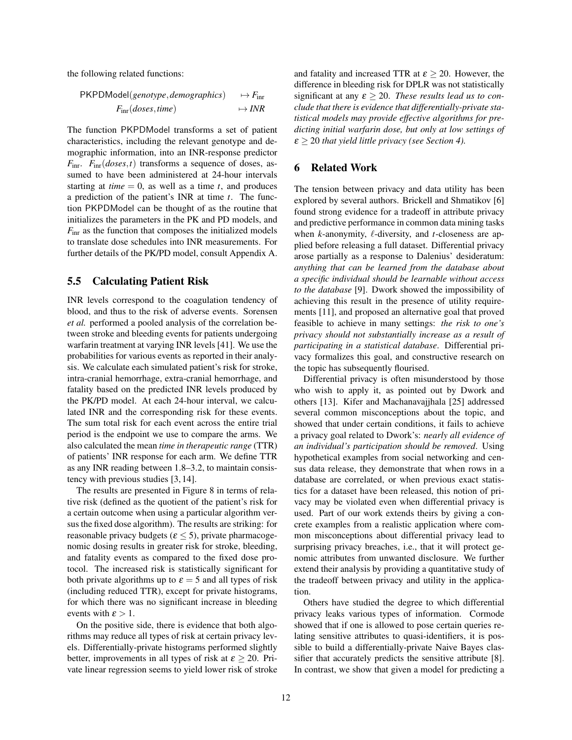the following related functions:

$$\begin{aligned} \mathsf{PKPDModel}(\mathit{genotype}, \mathit{demographics}) &\mapsto F_{\mathrm{inr}} \\ F_{\mathrm{inr}}(\mathit{doses}, \mathit{time}) &\mapsto \mathit{INR} \end{aligned}$$

The function PKPDModel transforms a set of patient characteristics, including the relevant genotype and demographic information, into an INR-response predictor $F_{\mathrm{inr}}$. $F_{\mathrm{inr}}(\mathit{doses}, t)$ transforms a sequence of doses, assumed to have been administered at 24-hour intervals starting at $\mathit{time} = 0$, as well as a time $t$, and produces a prediction of the patient's INR at time $t$. The function PKPDModel can be thought of as the routine that initializes the parameters in the PK and PD models, and $F_{\mathrm{inr}}$ as the function that composes the initialized models to translate dose schedules into INR measurements. For further details of the PK/PD model, consult Appendix A.

## 5.5 Calculating Patient Risk

INR levels correspond to the coagulation tendency of blood, and thus to the risk of adverse events. Sorensen *et al.* performed a pooled analysis of the correlation between stroke and bleeding events for patients undergoing warfarin treatment at varying INR levels [41]. We use the probabilities for various events as reported in their analysis. We calculate each simulated patient's risk for stroke, intra-cranial hemorrhage, extra-cranial hemorrhage, and fatality based on the predicted INR levels produced by the PK/PD model. At each 24-hour interval, we calculated INR and the corresponding risk for these events. The sum total risk for each event across the entire trial period is the endpoint we use to compare the arms. We also calculated the mean *time in therapeutic range* (TTR) of patients' INR response for each arm. We define TTR as any INR reading between 1.8–3.2, to maintain consistency with previous studies [3, 14].

The results are presented in Figure 8 in terms of relative risk (defined as the quotient of the patient's risk for a certain outcome when using a particular algorithm versus the fixed dose algorithm). The results are striking: for reasonable privacy budgets ($\varepsilon \leq 5$), private pharmacogenomic dosing results in greater risk for stroke, bleeding, and fatality events as compared to the fixed dose protocol. The increased risk is statistically significant for both private algorithms up to $\varepsilon = 5$ and all types of risk (including reduced TTR), except for private histograms, for which there was no significant increase in bleeding events with $\varepsilon > 1$.

On the positive side, there is evidence that both algorithms may reduce all types of risk at certain privacy levels. Differentially-private histograms performed slightly better, improvements in all types of risk at $\varepsilon \geq 20$. Private linear regression seems to yield lower risk of stroke and fatality and increased TTR at $\varepsilon \geq 20$. However, the difference in bleeding risk for DPLR was not statistically significant at any $\varepsilon \geq 20$. *These results lead us to conclude that there is evidence that differentially-private statistical models may provide effective algorithms for predicting initial warfarin dose, but only at low settings of* $\varepsilon \geq 20$ *that yield little privacy (see Section 4).*

# 6 Related Work

The tension between privacy and data utility has been explored by several authors. Brickell and Shmatikov [6] found strong evidence for a tradeoff in attribute privacy and predictive performance in common data mining tasks when $k$-anonymity, $\ell$-diversity, and $t$-closeness are applied before releasing a full dataset. Differential privacy arose partially as a response to Dalenius' desideratum: *anything that can be learned from the database about a specific individual should be learnable without access to the database* [9]. Dwork showed the impossibility of achieving this result in the presence of utility requirements [11], and proposed an alternative goal that proved feasible to achieve in many settings: *the risk to one's privacy should not substantially increase as a result of participating in a statistical database*. Differential privacy formalizes this goal, and constructive research on the topic has subsequently flourised.

Differential privacy is often misunderstood by those who wish to apply it, as pointed out by Dwork and others [13]. Kifer and Machanavajjhala [25] addressed several common misconceptions about the topic, and showed that under certain conditions, it fails to achieve a privacy goal related to Dwork's: *nearly all evidence of an individual's participation should be removed*. Using hypothetical examples from social networking and census data release, they demonstrate that when rows in a database are correlated, or when previous exact statistics for a dataset have been released, this notion of privacy may be violated even when differential privacy is used. Part of our work extends theirs by giving a concrete examples from a realistic application where common misconceptions about differential privacy lead to surprising privacy breaches, i.e., that it will protect genomic attributes from unwanted disclosure. We further extend their analysis by providing a quantitative study of the tradeoff between privacy and utility in the application.

Others have studied the degree to which differential privacy leaks various types of information. Cormode showed that if one is allowed to pose certain queries relating sensitive attributes to quasi-identifiers, it is possible to build a differentially-private Naive Bayes classifier that accurately predicts the sensitive attribute [8]. In contrast, we show that given a model for predicting a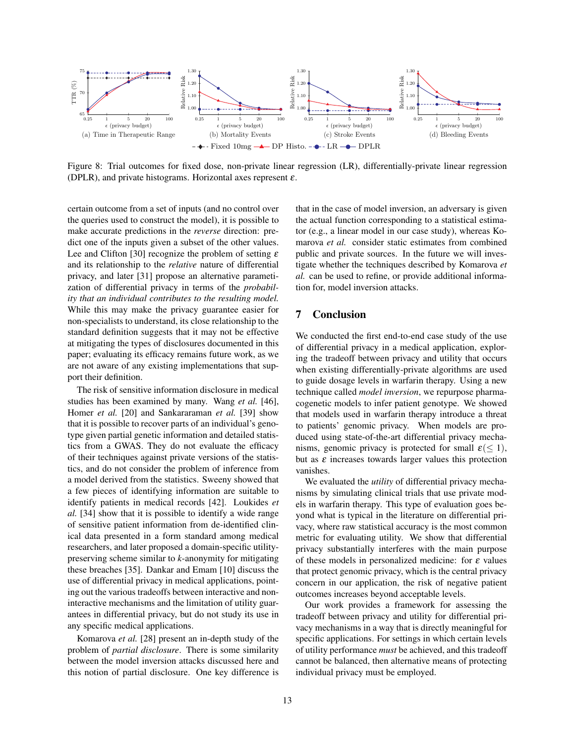(a) Time in Therapeutic Range (b) Mortality Events (c) Stroke Events (d) Bleeding Events

Figure 8: Trial outcomes for fixed dose, non-private linear regression (LR), differentially-private linear regression (DPLR), and private histograms. Horizontal axes represent $\varepsilon$.

certain outcome from a set of inputs (and no control over the queries used to construct the model), it is possible to make accurate predictions in the *reverse* direction: predict one of the inputs given a subset of the other values. Lee and Clifton [30] recognize the problem of setting $\varepsilon$ and its relationship to the *relative* nature of differential privacy, and later [31] propose an alternative parametization of differential privacy in terms of the *probability that an individual contributes to the resulting model.* While this may make the privacy guarantee easier for non-specialists to understand, its close relationship to the standard definition suggests that it may not be effective at mitigating the types of disclosures documented in this paper; evaluating its efficacy remains future work, as we are not aware of any existing implementations that support their definition.

The risk of sensitive information disclosure in medical studies has been examined by many. Wang *et al.* [46], Homer *et al.* [20] and Sankararaman *et al.* [39] show that it is possible to recover parts of an individual's genotype given partial genetic information and detailed statistics from a GWAS. They do not evaluate the efficacy of their techniques against private versions of the statistics, and do not consider the problem of inference from a model derived from the statistics. Sweeny showed that a few pieces of identifying information are suitable to identify patients in medical records [42]. Loukides *et al.* [34] show that it is possible to identify a wide range of sensitive patient information from de-identified clinical data presented in a form standard among medical researchers, and later proposed a domain-specific utility-preserving scheme similar to $k$-anonymity for mitigating these breaches [35]. Dankar and Emam [10] discuss the use of differential privacy in medical applications, pointing out the various tradeoffs between interactive and non-interactive mechanisms and the limitation of utility guarantees in differential privacy, but do not study its use in any specific medical applications.

Komarova *et al.* [28] present an in-depth study of the problem of *partial disclosure*. There is some similarity between the model inversion attacks discussed here and this notion of partial disclosure. One key difference is that in the case of model inversion, an adversary is given the actual function corresponding to a statistical estimator (e.g., a linear model in our case study), whereas Komarova *et al.* consider static estimates from combined public and private sources. In the future we will investigate whether the techniques described by Komarova *et al.* can be used to refine, or provide additional information for, model inversion attacks.

## 7 Conclusion

We conducted the first end-to-end case study of the use of differential privacy in a medical application, exploring the tradeoff between privacy and utility that occurs when existing differentially-private algorithms are used to guide dosage levels in warfarin therapy. Using a new technique called *model inversion*, we repurpose pharmacogenetic models to infer patient genotype. We showed that models used in warfarin therapy introduce a threat to patients' genomic privacy. When models are produced using state-of-the-art differential privacy mechanisms, genomic privacy is protected for small $\varepsilon (\leq 1)$, but as $\varepsilon$ increases towards larger values this protection vanishes.

We evaluated the *utility* of differential privacy mechanisms by simulating clinical trials that use private models in warfarin therapy. This type of evaluation goes beyond what is typical in the literature on differential privacy, where raw statistical accuracy is the most common metric for evaluating utility. We show that differential privacy substantially interferes with the main purpose of these models in personalized medicine: for $\varepsilon$ values that protect genomic privacy, which is the central privacy concern in our application, the risk of negative patient outcomes increases beyond acceptable levels.

Our work provides a framework for assessing the tradeoff between privacy and utility for differential privacy mechanisms in a way that is directly meaningful for specific applications. For settings in which certain levels of utility performance *must* be achieved, and this tradeoff cannot be balanced, then alternative means of protecting individual privacy must be employed.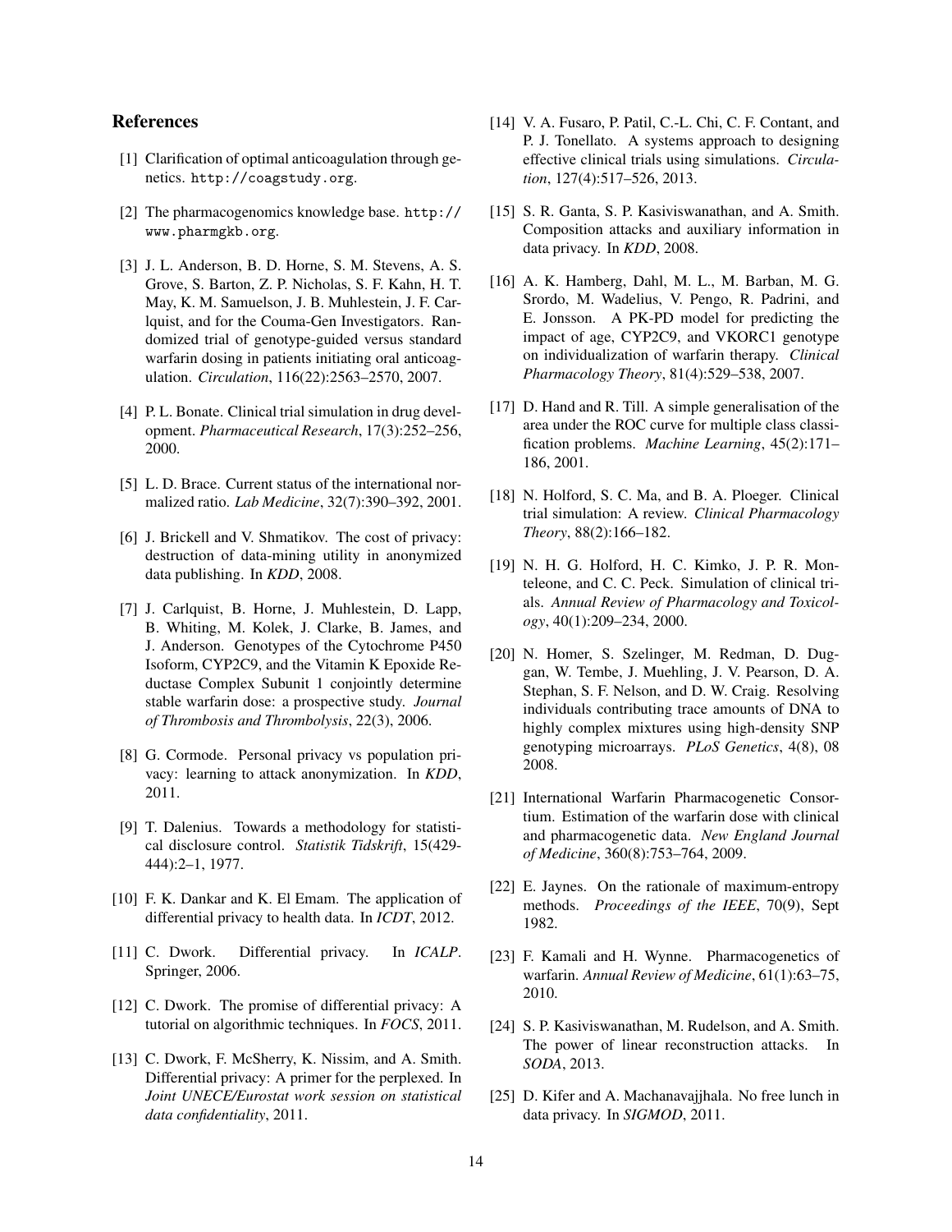## References

[1] Clarification of optimal anticoagulation through genetics. http://coagstudy.org.

[2] The pharmacogenomics knowledge base. http://www.pharmgkb.org.

[3] J. L. Anderson, B. D. Horne, S. M. Stevens, A. S. Grove, S. Barton, Z. P. Nicholas, S. F. Kahn, H. T. May, K. M. Samuelson, J. B. Muhlestein, J. F. Carlquist, and for the Couma-Gen Investigators. Randomized trial of genotype-guided versus standard warfarin dosing in patients initiating oral anticoagulation. *Circulation*, 116(22):2563–2570, 2007.

[4] P. L. Bonate. Clinical trial simulation in drug development. *Pharmaceutical Research*, 17(3):252–256, 2000.

[5] L. D. Brace. Current status of the international normalized ratio. *Lab Medicine*, 32(7):390–392, 2001.

[6] J. Brickell and V. Shmatikov. The cost of privacy: destruction of data-mining utility in anonymized data publishing. In *KDD*, 2008.

[7] J. Carlquist, B. Horne, J. Muhlestein, D. Lapp, B. Whiting, M. Kolek, J. Clarke, B. James, and J. Anderson. Genotypes of the Cytochrome P450 Isoform, CYP2C9, and the Vitamin K Epoxide Reductase Complex Subunit 1 conjointly determine stable warfarin dose: a prospective study. *Journal of Thrombosis and Thrombolysis*, 22(3), 2006.

[8] G. Cormode. Personal privacy vs population privacy: learning to attack anonymization. In *KDD*, 2011.

[9] T. Dalenius. Towards a methodology for statistical disclosure control. *Statistik Tidskrift*, 15(429-444):2–1, 1977.

[10] F. K. Dankar and K. El Emam. The application of differential privacy to health data. In *ICDT*, 2012.

[11] C. Dwork. Differential privacy. In *ICALP*. Springer, 2006.

[12] C. Dwork. The promise of differential privacy: A tutorial on algorithmic techniques. In *FOCS*, 2011.

[13] C. Dwork, F. McSherry, K. Nissim, and A. Smith. Differential privacy: A primer for the perplexed. In *Joint UNECE/Eurostat work session on statistical data confidentiality*, 2011.

[14] V. A. Fusaro, P. Patil, C.-L. Chi, C. F. Contant, and P. J. Tonellato. A systems approach to designing effective clinical trials using simulations. *Circulation*, 127(4):517–526, 2013.

[15] S. R. Ganta, S. P. Kasiviswanathan, and A. Smith. Composition attacks and auxiliary information in data privacy. In *KDD*, 2008.

[16] A. K. Hamberg, Dahl, M. L., M. Barban, M. G. Srordo, M. Wadelius, V. Pengo, R. Padrini, and E. Jonsson. A PK-PD model for predicting the impact of age, CYP2C9, and VKORC1 genotype on individualization of warfarin therapy. *Clinical Pharmacology Theory*, 81(4):529–538, 2007.

[17] D. Hand and R. Till. A simple generalisation of the area under the ROC curve for multiple class classification problems. *Machine Learning*, 45(2):171–186, 2001.

[18] N. Holford, S. C. Ma, and B. A. Ploeger. Clinical trial simulation: A review. *Clinical Pharmacology Theory*, 88(2):166–182.

[19] N. H. G. Holford, H. C. Kimko, J. P. R. Monteleone, and C. C. Peck. Simulation of clinical trials. *Annual Review of Pharmacology and Toxicology*, 40(1):209–234, 2000.

[20] N. Homer, S. Szelinger, M. Redman, D. Duggan, W. Tembe, J. Muehling, J. V. Pearson, D. A. Stephan, S. F. Nelson, and D. W. Craig. Resolving individuals contributing trace amounts of DNA to highly complex mixtures using high-density SNP genotyping microarrays. *PLoS Genetics*, 4(8), 08 2008.

[21] International Warfarin Pharmacogenetic Consortium. Estimation of the warfarin dose with clinical and pharmacogenetic data. *New England Journal of Medicine*, 360(8):753–764, 2009.

[22] E. Jaynes. On the rationale of maximum-entropy methods. *Proceedings of the IEEE*, 70(9), Sept 1982.

[23] F. Kamali and H. Wynne. Pharmacogenetics of warfarin. *Annual Review of Medicine*, 61(1):63–75, 2010.

[24] S. P. Kasiviswanathan, M. Rudelson, and A. Smith. The power of linear reconstruction attacks. In *SODA*, 2013.

[25] D. Kifer and A. Machanavajjhala. No free lunch in data privacy. In *SIGMOD*, 2011.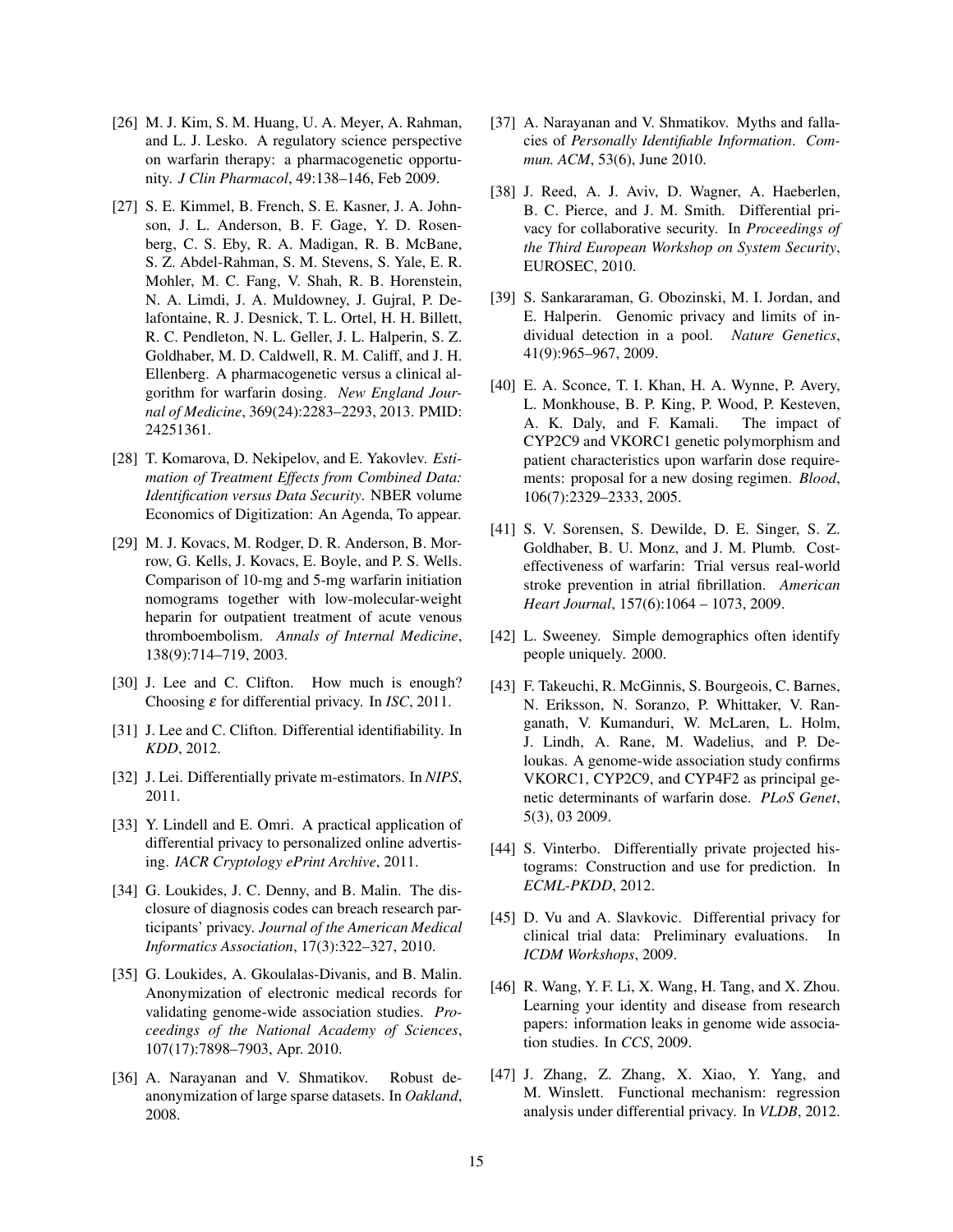[26] M. J. Kim, S. M. Huang, U. A. Meyer, A. Rahman, and L. J. Lesko. A regulatory science perspective on warfarin therapy: a pharmacogenetic opportunity. *J Clin Pharmacol*, 49:138–146, Feb 2009.

[27] S. E. Kimmel, B. French, S. E. Kasner, J. A. Johnson, J. L. Anderson, B. F. Gage, Y. D. Rosenberg, C. S. Eby, R. A. Madigan, R. B. McBane, S. Z. Abdel-Rahman, S. M. Stevens, S. Yale, E. R. Mohler, M. C. Fang, V. Shah, R. B. Horenstein, N. A. Limdi, J. A. Muldowney, J. Gujral, P. Delafontaine, R. J. Desnick, T. L. Ortel, H. H. Billett, R. C. Pendleton, N. L. Geller, J. L. Halperin, S. Z. Goldhaber, M. D. Caldwell, R. M. Califf, and J. H. Ellenberg. A pharmacogenetic versus a clinical algorithm for warfarin dosing. *New England Journal of Medicine*, 369(24):2283–2293, 2013. PMID: 24251361.

[28] T. Komarova, D. Nekipelov, and E. Yakovlev. *Estimation of Treatment Effects from Combined Data: Identification versus Data Security*. NBER volume Economics of Digitization: An Agenda, To appear.

[29] M. J. Kovacs, M. Rodger, D. R. Anderson, B. Morrow, G. Kells, J. Kovacs, E. Boyle, and P. S. Wells. Comparison of 10-mg and 5-mg warfarin initiation nomograms together with low-molecular-weight heparin for outpatient treatment of acute venous thromboembolism. *Annals of Internal Medicine*, 138(9):714–719, 2003.

[30] J. Lee and C. Clifton. How much is enough? Choosing $\varepsilon$ for differential privacy. In *ISC*, 2011.

[31] J. Lee and C. Clifton. Differential identifiability. In *KDD*, 2012.

[32] J. Lei. Differentially private m-estimators. In *NIPS*, 2011.

[33] Y. Lindell and E. Omri. A practical application of differential privacy to personalized online advertising. *IACR Cryptology ePrint Archive*, 2011.

[34] G. Loukides, J. C. Denny, and B. Malin. The disclosure of diagnosis codes can breach research participants' privacy. *Journal of the American Medical Informatics Association*, 17(3):322–327, 2010.

[35] G. Loukides, A. Gkoulalas-Divanis, and B. Malin. Anonymization of electronic medical records for validating genome-wide association studies. *Proceedings of the National Academy of Sciences*, 107(17):7898–7903, Apr. 2010.

[36] A. Narayanan and V. Shmatikov. Robust de-anonymization of large sparse datasets. In *Oakland*, 2008.

[37] A. Narayanan and V. Shmatikov. Myths and fallacies of *Personally Identifiable Information*. *Commun. ACM*, 53(6), June 2010.

[38] J. Reed, A. J. Aviv, D. Wagner, A. Haeberlen, B. C. Pierce, and J. M. Smith. Differential privacy for collaborative security. In *Proceedings of the Third European Workshop on System Security*, EUROSEC, 2010.

[39] S. Sankararaman, G. Obozinski, M. I. Jordan, and E. Halperin. Genomic privacy and limits of individual detection in a pool. *Nature Genetics*, 41(9):965–967, 2009.

[40] E. A. Sconce, T. I. Khan, H. A. Wynne, P. Avery, L. Monkhouse, B. P. King, P. Wood, P. Kesteven, A. K. Daly, and F. Kamali. The impact of CYP2C9 and VKORC1 genetic polymorphism and patient characteristics upon warfarin dose requirements: proposal for a new dosing regimen. *Blood*, 106(7):2329–2333, 2005.

[41] S. V. Sorensen, S. Dewilde, D. E. Singer, S. Z. Goldhaber, B. U. Monz, and J. M. Plumb. Cost-effectiveness of warfarin: Trial versus real-world stroke prevention in atrial fibrillation. *American Heart Journal*, 157(6):1064 – 1073, 2009.

[42] L. Sweeney. Simple demographics often identify people uniquely. 2000.

[43] F. Takeuchi, R. McGinnis, S. Bourgeois, C. Barnes, N. Eriksson, N. Soranzo, P. Whittaker, V. Ranganath, V. Kumanduri, W. McLaren, L. Holm, J. Lindh, A. Rane, M. Wadelius, and P. Deloukas. A genome-wide association study confirms VKORC1, CYP2C9, and CYP4F2 as principal genetic determinants of warfarin dose. *PLoS Genet*, 5(3), 03 2009.

[44] S. Vinterbo. Differentially private projected histograms: Construction and use for prediction. In *ECML-PKDD*, 2012.

[45] D. Vu and A. Slavkovic. Differential privacy for clinical trial data: Preliminary evaluations. In *ICDM Workshops*, 2009.

[46] R. Wang, Y. F. Li, X. Wang, H. Tang, and X. Zhou. Learning your identity and disease from research papers: information leaks in genome wide association studies. In *CCS*, 2009.

[47] J. Zhang, Z. Zhang, X. Xiao, Y. Yang, and M. Winslett. Functional mechanism: regression analysis under differential privacy. In *VLDB*, 2012.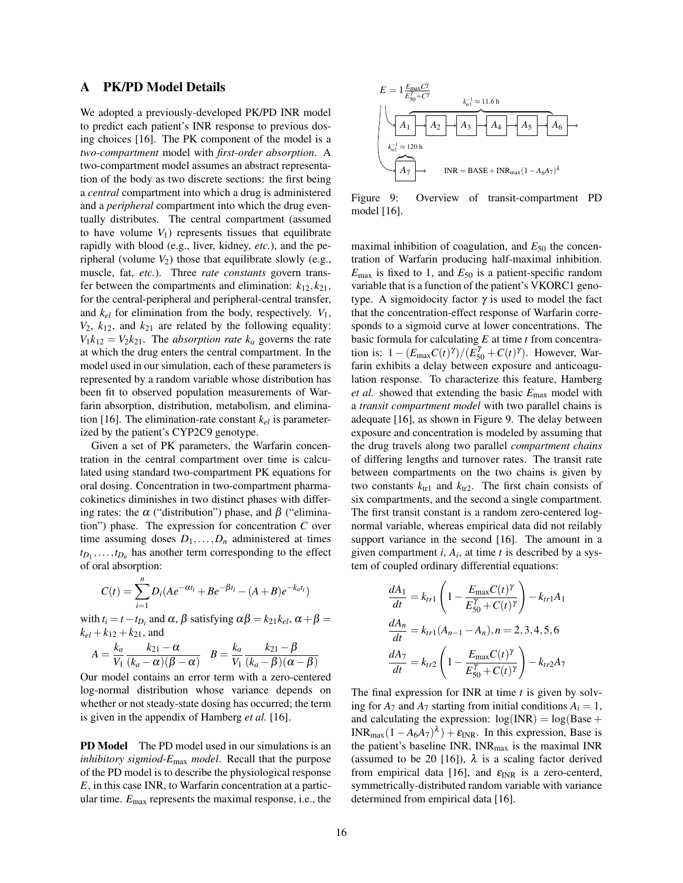## A PK/PD Model Details

We adopted a previously-developed PK/PD INR model to predict each patient's INR response to previous dosing choices [16]. The PK component of the model is a *two-compartment* model with *first-order absorption*. A two-compartment model assumes an abstract representation of the body as two discrete sections: the first being a *central* compartment into which a drug is administered and a *peripheral* compartment into which the drug eventually distributes. The central compartment (assumed to have volume $V_1$) represents tissues that equilibrate rapidly with blood (e.g., liver, kidney, *etc.*), and the peripheral (volume $V_2$) those that equilibrate slowly (e.g., muscle, fat, *etc.*). Three *rate constants* govern transfer between the compartments and elimination: $k_{12}, k_{21}$, for the central-peripheral and peripheral-central transfer, and $k_{el}$ for elimination from the body, respectively. $V_1$, $V_2$, $k_{12}$, and $k_{21}$ are related by the following equality: $V_1 k_{12} = V_2 k_{21}$. The *absorption rate* $k_a$ governs the rate at which the drug enters the central compartment. In the model used in our simulation, each of these parameters is represented by a random variable whose distribution has been fit to observed population measurements of Warfarin absorption, distribution, metabolism, and elimination [16]. The elimination-rate constant $k_{el}$ is parameterized by the patient's CYP2C9 genotype.

Given a set of PK parameters, the Warfarin concentration in the central compartment over time is calculated using standard two-compartment PK equations for oral dosing. Concentration in two-compartment pharmacokinetics diminishes in two distinct phases with differing rates: the $\alpha$ ("distribution") phase, and $\beta$ ("elimination") phase. The expression for concentration $C$ over time assuming doses $D_1, \ldots, D_n$ administered at times $t_{D_1}, \ldots, t_{D_n}$ has another term corresponding to the effect of oral absorption:

$$C(t) = \sum_{i=1}^{n} D_i (A e^{-\alpha t_i} + B e^{-\beta t_i} - (A+B) e^{-k_a t_i})$$

with $t_i = t - t_{D_i}$ and $\alpha, \beta$ satisfying $\alpha\beta = k_{21} k_{el}$, $\alpha + \beta = k_{el} + k_{12} + k_{21}$, and

$$A = \frac{k_a}{V_1} \frac{k_{21} - \alpha}{(k_a - \alpha)(\beta - \alpha)} \quad B = \frac{k_a}{V_1} \frac{k_{21} - \beta}{(k_a - \beta)(\alpha - \beta)}$$

Our model contains an error term with a zero-centered log-normal distribution whose variance depends on whether or not steady-state dosing has occurred; the term is given in the appendix of Hamberg *et al.* [16].

**PD Model** The PD model used in our simulations is an *inhibitory sigmiod-$E_{\max}$ model*. Recall that the purpose of the PD model is to describe the physiological response $E$, in this case INR, to Warfarin concentration at a particular time. $E_{\max}$ represents the maximal response, i.e., the maximal inhibition of coagulation, and $E_{50}$ the concentration of Warfarin producing half-maximal inhibition. $E_{\max}$ is fixed to 1, and $E_{50}$ is a patient-specific random variable that is a function of the patient's VKORC1 genotype. A sigmoidocity factor $\gamma$ is used to model the fact that the concentration-effect response of Warfarin corresponds to a sigmoid curve at lower concentrations. The basic formula for calculating $E$ at time $t$ from concentration is: $1 - (E_{\max} C(t)^{\gamma}) / (E_{50}^{\gamma} + C(t)^{\gamma})$. However, Warfarin exhibits a delay between exposure and anticoagulation response. To characterize this feature, Hamberg *et al.* showed that extending the basic $E_{\max}$ model with a *transit compartment model* with two parallel chains is adequate [16], as shown in Figure 9. The delay between exposure and concentration is modeled by assuming that the drug travels along two parallel *compartment chains* of differing lengths and turnover rates. The transit rate between compartments on the two chains is given by two constants $k_{\text{tr1}}$ and $k_{\text{tr2}}$. The first chain consists of six compartments, and the second a single compartment. The first transit constant is a random zero-centered log-normal variable, whereas empirical data did not reilably support variance in the second [16]. The amount in a given compartment $i$, $A_i$, at time $t$ is described by a system of coupled ordinary differential equations:

$E = 1 \frac{E_{\max} C^{\gamma}}{E_{50}^{\gamma} + C^{\gamma}}$

$k_{\text{tr1}}^{-1} \approx 11.6$ h

$A_1$ $A_2$ $A_3$ $A_4$ $A_5$ $A_6$

$k_{\text{tr2}}^{-1} \approx 120$ h

$A_7$

$\text{INR} = \text{BASE} + \text{INR}_{\max}(1 - A_6 A_7)^{\lambda}$

Figure 9: Overview of transit-compartment PD model [16].

$$\frac{dA_1}{dt} = k_{tr1} \left(1 - \frac{E_{\max} C(t)^{\gamma}}{E_{50}^{\gamma} + C(t)^{\gamma}}\right) - k_{tr1} A_1$$

$$\frac{dA_n}{dt} = k_{tr1}(A_{n-1} - A_n), n = 2, 3, 4, 5, 6$$

$$\frac{dA_7}{dt} = k_{tr2} \left(1 - \frac{E_{\max} C(t)^{\gamma}}{E_{50}^{\gamma} + C(t)^{\gamma}}\right) - k_{tr2} A_7$$

The final expression for INR at time $t$ is given by solving for $A_7$ and $A_7$ starting from initial conditions $A_i = 1$, and calculating the expression: $\log(\text{INR}) = \log(\text{Base} + \text{INR}_{\max}(1 - A_6 A_7)^{\lambda}) + \varepsilon_{\text{INR}}$. In this expression, Base is the patient's baseline INR, $\text{INR}_{\max}$ is the maximal INR (assumed to be 20 [16]), $\lambda$ is a scaling factor derived from empirical data [16], and $\varepsilon_{\text{INR}}$ is a zero-centerd, symmetrically-distributed random variable with variance determined from empirical data [16].